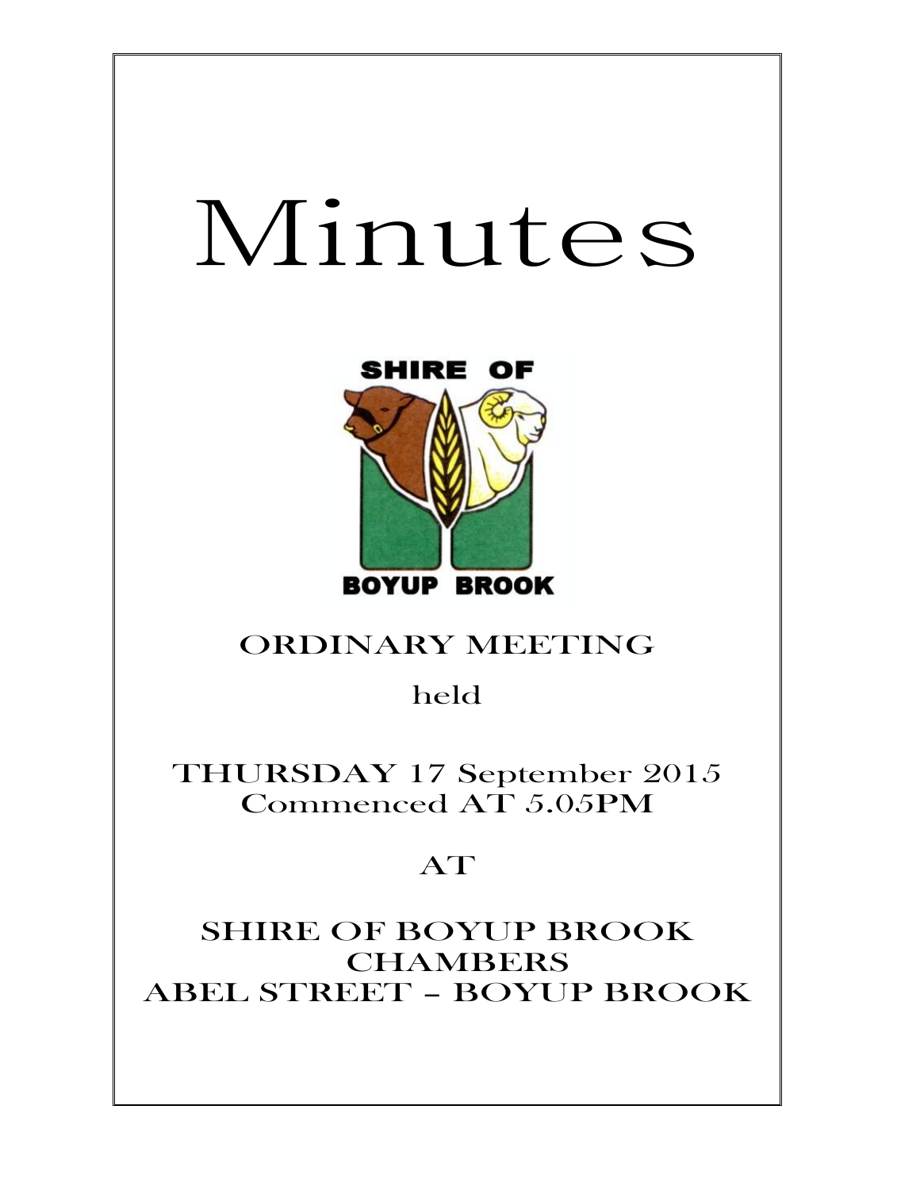# Minutes

SHIRE OF

BOYUP BROOK

## ORDINARY MEETING

held

THURSDAY 17 September 2015
Commenced AT 5.05PM

AT

SHIRE OF BOYUP BROOK
CHAMBERS
ABEL STREET – BOYUP BROOK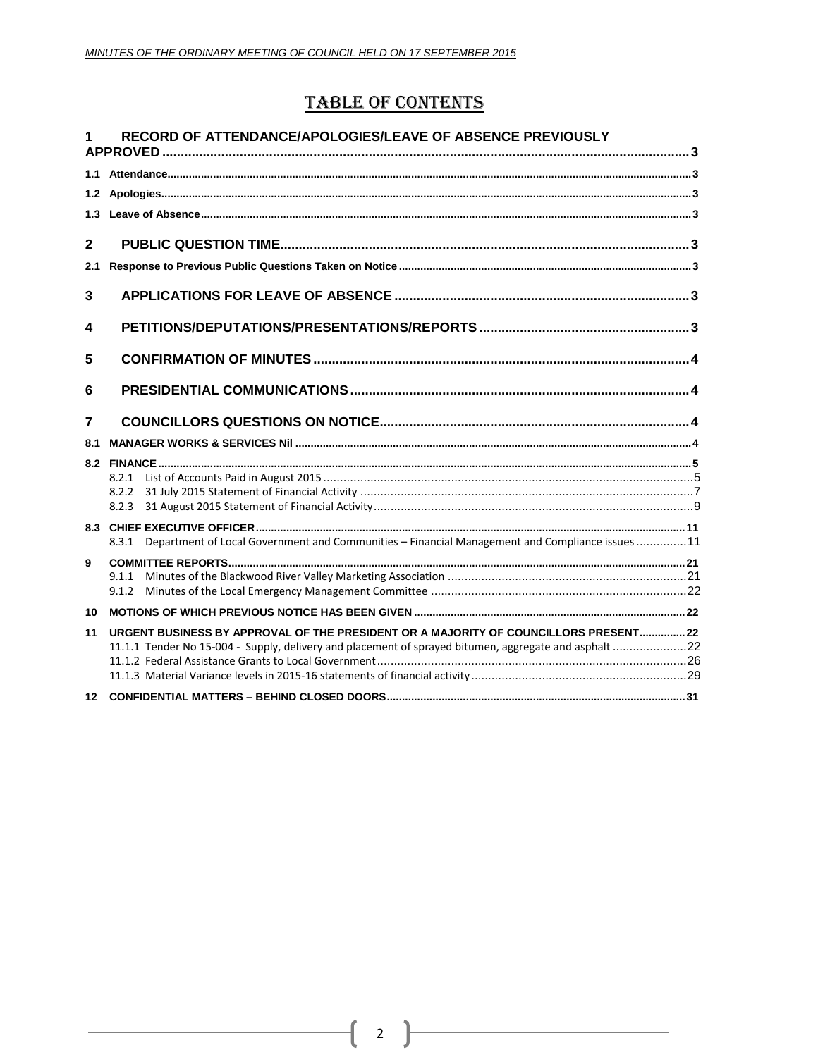# TABLE OF CONTENTS

1 RECORD OF ATTENDANCE/APOLOGIES/LEAVE OF ABSENCE PREVIOUSLY APPROVED ..... 3

1.1 Attendance ..... 3

1.2 Apologies ..... 3

1.3 Leave of Absence ..... 3

2 PUBLIC QUESTION TIME ..... 3

2.1 Response to Previous Public Questions Taken on Notice ..... 3

3 APPLICATIONS FOR LEAVE OF ABSENCE ..... 3

4 PETITIONS/DEPUTATIONS/PRESENTATIONS/REPORTS ..... 3

5 CONFIRMATION OF MINUTES ..... 4

6 PRESIDENTIAL COMMUNICATIONS ..... 4

7 COUNCILLORS QUESTIONS ON NOTICE ..... 4

8.1 MANAGER WORKS & SERVICES Nil ..... 4

8.2 FINANCE ..... 5

- 8.2.1 List of Accounts Paid in August 2015 ..... 5
- 8.2.2 31 July 2015 Statement of Financial Activity ..... 7
- 8.2.3 31 August 2015 Statement of Financial Activity ..... 9

8.3 CHIEF EXECUTIVE OFFICER ..... 11

- 8.3.1 Department of Local Government and Communities – Financial Management and Compliance issues ..... 11

9 COMMITTEE REPORTS ..... 21

- 9.1.1 Minutes of the Blackwood River Valley Marketing Association ..... 21
- 9.1.2 Minutes of the Local Emergency Management Committee ..... 22

10 MOTIONS OF WHICH PREVIOUS NOTICE HAS BEEN GIVEN ..... 22

11 URGENT BUSINESS BY APPROVAL OF THE PRESIDENT OR A MAJORITY OF COUNCILLORS PRESENT ..... 22

- 11.1.1 Tender No 15-004 - Supply, delivery and placement of sprayed bitumen, aggregate and asphalt ..... 22
- 11.1.2 Federal Assistance Grants to Local Government ..... 26
- 11.1.3 Material Variance levels in 2015-16 statements of financial activity ..... 29

12 CONFIDENTIAL MATTERS – BEHIND CLOSED DOORS ..... 31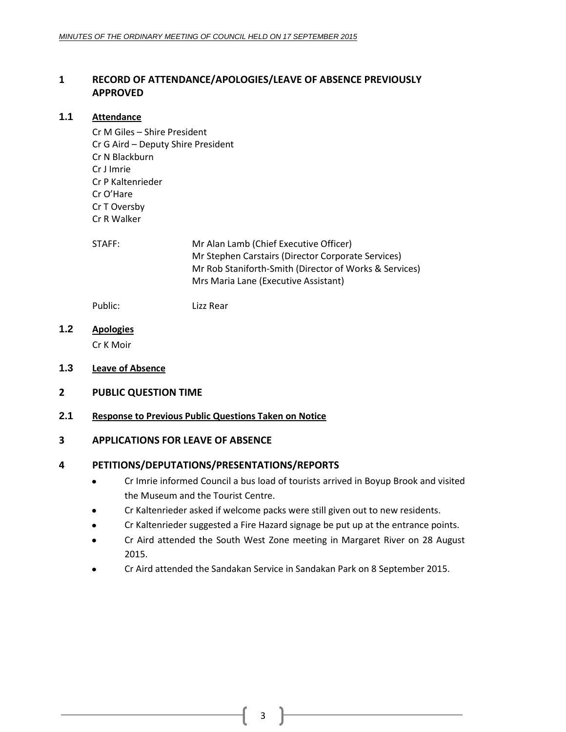## 1 RECORD OF ATTENDANCE/APOLOGIES/LEAVE OF ABSENCE PREVIOUSLY APPROVED

### 1.1 Attendance

Cr M Giles – Shire President
Cr G Aird – Deputy Shire President
Cr N Blackburn
Cr J Imrie
Cr P Kaltenrieder
Cr O'Hare
Cr T Oversby
Cr R Walker

STAFF: Mr Alan Lamb (Chief Executive Officer)
Mr Stephen Carstairs (Director Corporate Services)
Mr Rob Staniforth-Smith (Director of Works & Services)
Mrs Maria Lane (Executive Assistant)

Public: Lizz Rear

### 1.2 Apologies

Cr K Moir

### 1.3 Leave of Absence

## 2 PUBLIC QUESTION TIME

### 2.1 Response to Previous Public Questions Taken on Notice

## 3 APPLICATIONS FOR LEAVE OF ABSENCE

## 4 PETITIONS/DEPUTATIONS/PRESENTATIONS/REPORTS

- Cr Imrie informed Council a bus load of tourists arrived in Boyup Brook and visited the Museum and the Tourist Centre.
- Cr Kaltenrieder asked if welcome packs were still given out to new residents.
- Cr Kaltenrieder suggested a Fire Hazard signage be put up at the entrance points.
- Cr Aird attended the South West Zone meeting in Margaret River on 28 August 2015.
- Cr Aird attended the Sandakan Service in Sandakan Park on 8 September 2015.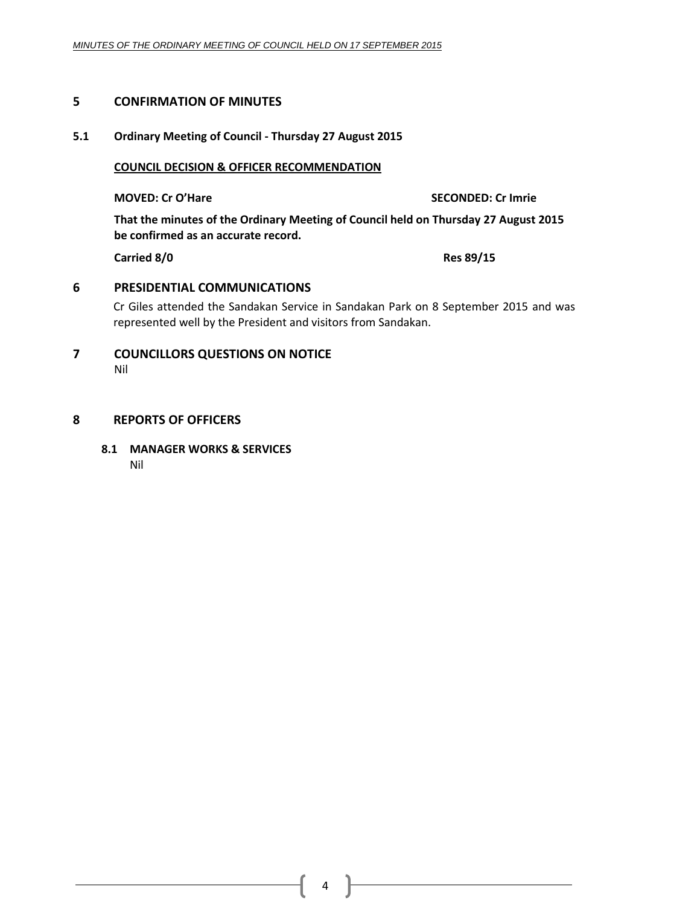## 5 CONFIRMATION OF MINUTES

### 5.1 Ordinary Meeting of Council - Thursday 27 August 2015

**COUNCIL DECISION & OFFICER RECOMMENDATION**

**MOVED: Cr O'Hare** **SECONDED: Cr Imrie**

**That the minutes of the Ordinary Meeting of Council held on Thursday 27 August 2015 be confirmed as an accurate record.**

**Carried 8/0** **Res 89/15**

## 6 PRESIDENTIAL COMMUNICATIONS

Cr Giles attended the Sandakan Service in Sandakan Park on 8 September 2015 and was represented well by the President and visitors from Sandakan.

## 7 COUNCILLORS QUESTIONS ON NOTICE

Nil

## 8 REPORTS OF OFFICERS

### 8.1 MANAGER WORKS & SERVICES

Nil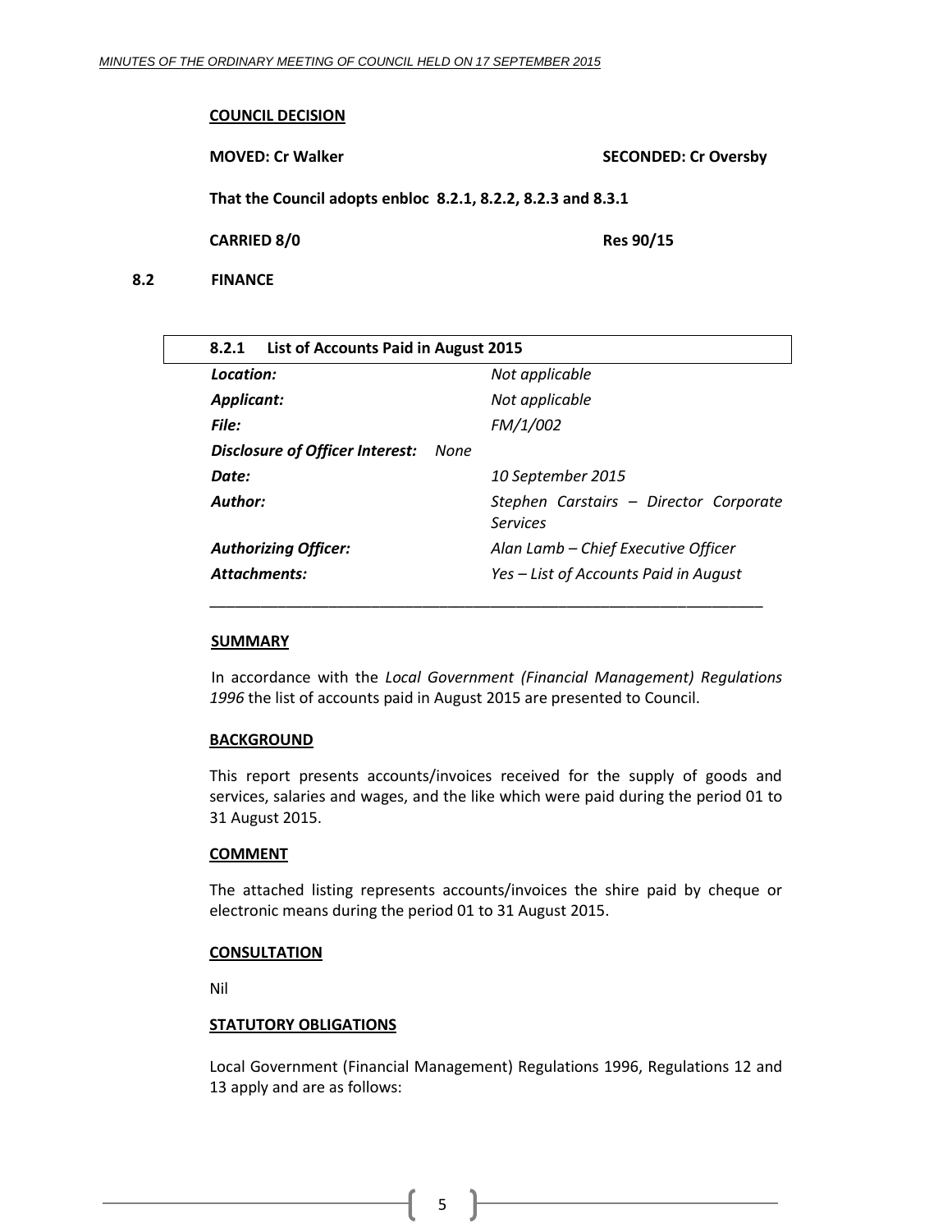**COUNCIL DECISION**

**MOVED: Cr Walker** **SECONDED: Cr Oversby**

**That the Council adopts enbloc 8.2.1, 8.2.2, 8.2.3 and 8.3.1**

**CARRIED 8/0** **Res 90/15**

## 8.2 FINANCE

### 8.2.1 List of Accounts Paid in August 2015

| | |
|---|---|
| ***Location:*** | *Not applicable* |
| ***Applicant:*** | *Not applicable* |
| ***File:*** | *FM/1/002* |
| ***Disclosure of Officer Interest:*** *None* | |
| ***Date:*** | *10 September 2015* |
| ***Author:*** | *Stephen Carstairs – Director Corporate Services* |
| ***Authorizing Officer:*** | *Alan Lamb – Chief Executive Officer* |
| ***Attachments:*** | *Yes – List of Accounts Paid in August* |

**SUMMARY**

In accordance with the *Local Government (Financial Management) Regulations 1996* the list of accounts paid in August 2015 are presented to Council.

**BACKGROUND**

This report presents accounts/invoices received for the supply of goods and services, salaries and wages, and the like which were paid during the period 01 to 31 August 2015.

**COMMENT**

The attached listing represents accounts/invoices the shire paid by cheque or electronic means during the period 01 to 31 August 2015.

**CONSULTATION**

Nil

**STATUTORY OBLIGATIONS**

Local Government (Financial Management) Regulations 1996, Regulations 12 and 13 apply and are as follows: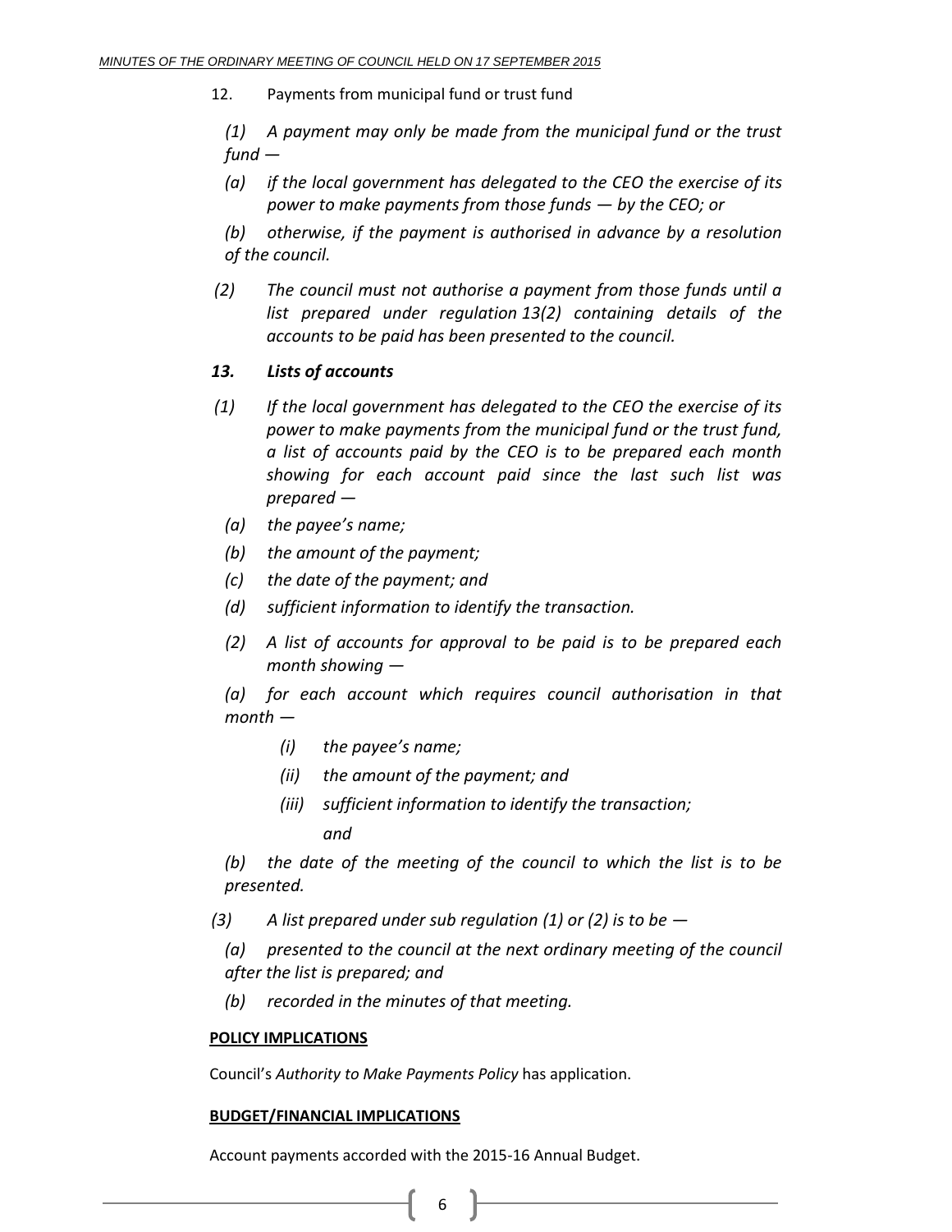12. Payments from municipal fund or trust fund

*(1) A payment may only be made from the municipal fund or the trust fund —*

*(a) if the local government has delegated to the CEO the exercise of its power to make payments from those funds — by the CEO; or*

*(b) otherwise, if the payment is authorised in advance by a resolution of the council.*

*(2) The council must not authorise a payment from those funds until a list prepared under regulation 13(2) containing details of the accounts to be paid has been presented to the council.*

***13. Lists of accounts***

*(1) If the local government has delegated to the CEO the exercise of its power to make payments from the municipal fund or the trust fund, a list of accounts paid by the CEO is to be prepared each month showing for each account paid since the last such list was prepared —*

*(a) the payee's name;*

*(b) the amount of the payment;*

*(c) the date of the payment; and*

*(d) sufficient information to identify the transaction.*

*(2) A list of accounts for approval to be paid is to be prepared each month showing —*

*(a) for each account which requires council authorisation in that month —*

*(i) the payee's name;*

*(ii) the amount of the payment; and*

*(iii) sufficient information to identify the transaction;*

*and*

*(b) the date of the meeting of the council to which the list is to be presented.*

*(3) A list prepared under sub regulation (1) or (2) is to be —*

*(a) presented to the council at the next ordinary meeting of the council after the list is prepared; and*

*(b) recorded in the minutes of that meeting.*

**POLICY IMPLICATIONS**

Council's *Authority to Make Payments Policy* has application.

**BUDGET/FINANCIAL IMPLICATIONS**

Account payments accorded with the 2015-16 Annual Budget.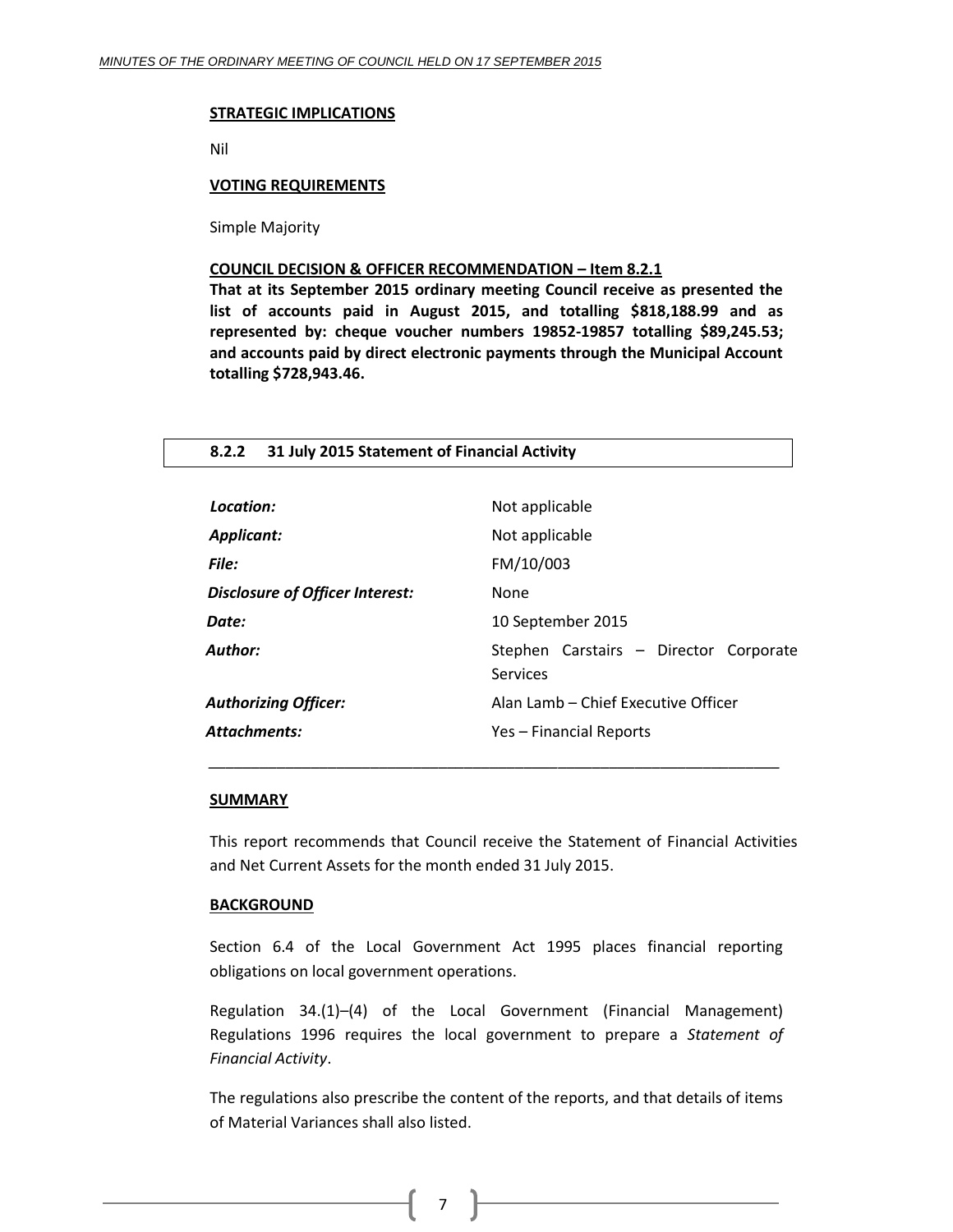**STRATEGIC IMPLICATIONS**

Nil

**VOTING REQUIREMENTS**

Simple Majority

**COUNCIL DECISION & OFFICER RECOMMENDATION – Item 8.2.1**

**That at its September 2015 ordinary meeting Council receive as presented the list of accounts paid in August 2015, and totalling $818,188.99 and as represented by: cheque voucher numbers 19852-19857 totalling $89,245.53; and accounts paid by direct electronic payments through the Municipal Account totalling $728,943.46.**

### 8.2.2 31 July 2015 Statement of Financial Activity

| | |
|---|---|
| ***Location:*** | Not applicable |
| ***Applicant:*** | Not applicable |
| ***File:*** | FM/10/003 |
| ***Disclosure of Officer Interest:*** | None |
| ***Date:*** | 10 September 2015 |
| ***Author:*** | Stephen Carstairs – Director Corporate Services |
| ***Authorizing Officer:*** | Alan Lamb – Chief Executive Officer |
| ***Attachments:*** | Yes – Financial Reports |

---

**SUMMARY**

This report recommends that Council receive the Statement of Financial Activities and Net Current Assets for the month ended 31 July 2015.

**BACKGROUND**

Section 6.4 of the Local Government Act 1995 places financial reporting obligations on local government operations.

Regulation 34.(1)–(4) of the Local Government (Financial Management) Regulations 1996 requires the local government to prepare a *Statement of Financial Activity*.

The regulations also prescribe the content of the reports, and that details of items of Material Variances shall also listed.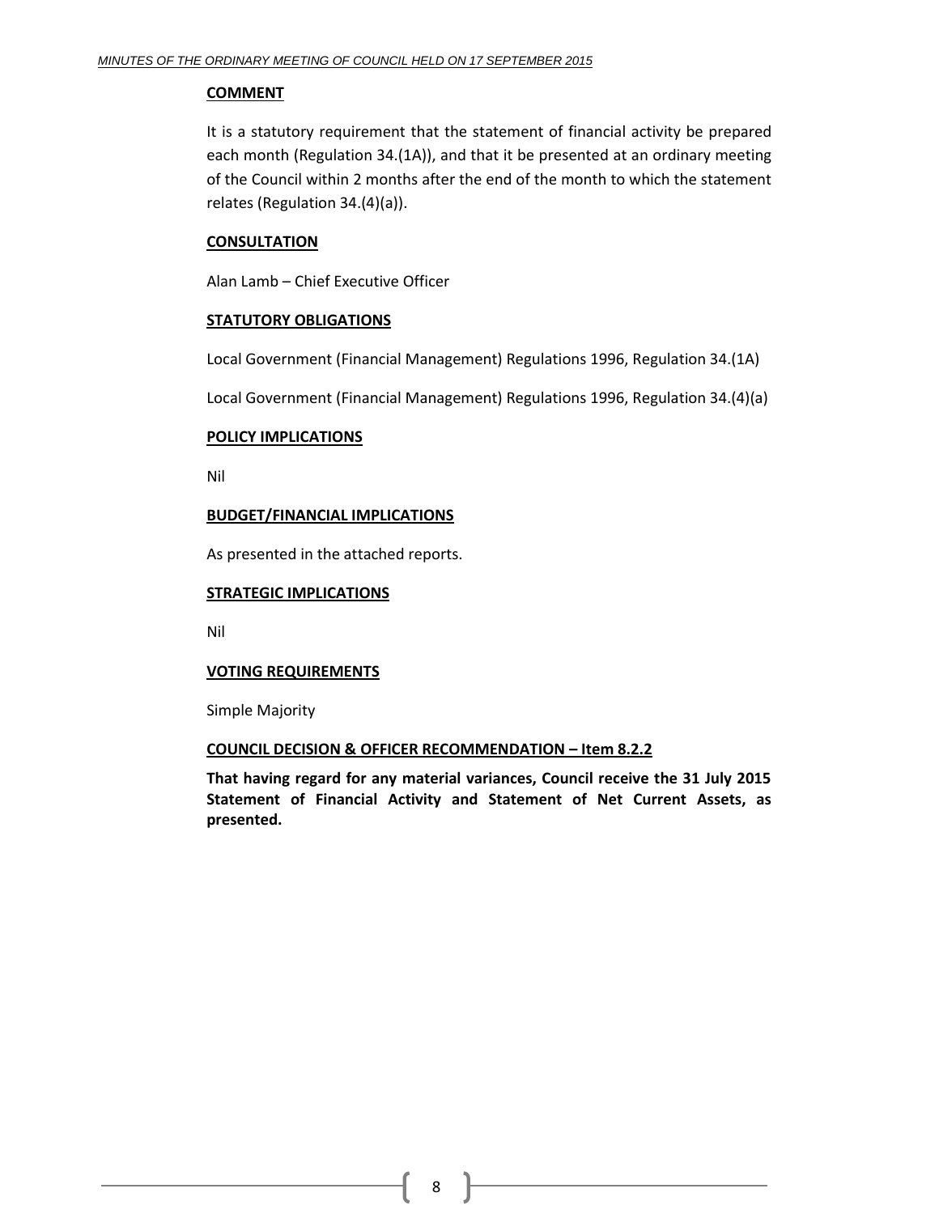**COMMENT**

It is a statutory requirement that the statement of financial activity be prepared each month (Regulation 34.(1A)), and that it be presented at an ordinary meeting of the Council within 2 months after the end of the month to which the statement relates (Regulation 34.(4)(a)).

**CONSULTATION**

Alan Lamb – Chief Executive Officer

**STATUTORY OBLIGATIONS**

Local Government (Financial Management) Regulations 1996, Regulation 34.(1A)

Local Government (Financial Management) Regulations 1996, Regulation 34.(4)(a)

**POLICY IMPLICATIONS**

Nil

**BUDGET/FINANCIAL IMPLICATIONS**

As presented in the attached reports.

**STRATEGIC IMPLICATIONS**

Nil

**VOTING REQUIREMENTS**

Simple Majority

**COUNCIL DECISION & OFFICER RECOMMENDATION – Item 8.2.2**

**That having regard for any material variances, Council receive the 31 July 2015 Statement of Financial Activity and Statement of Net Current Assets, as presented.**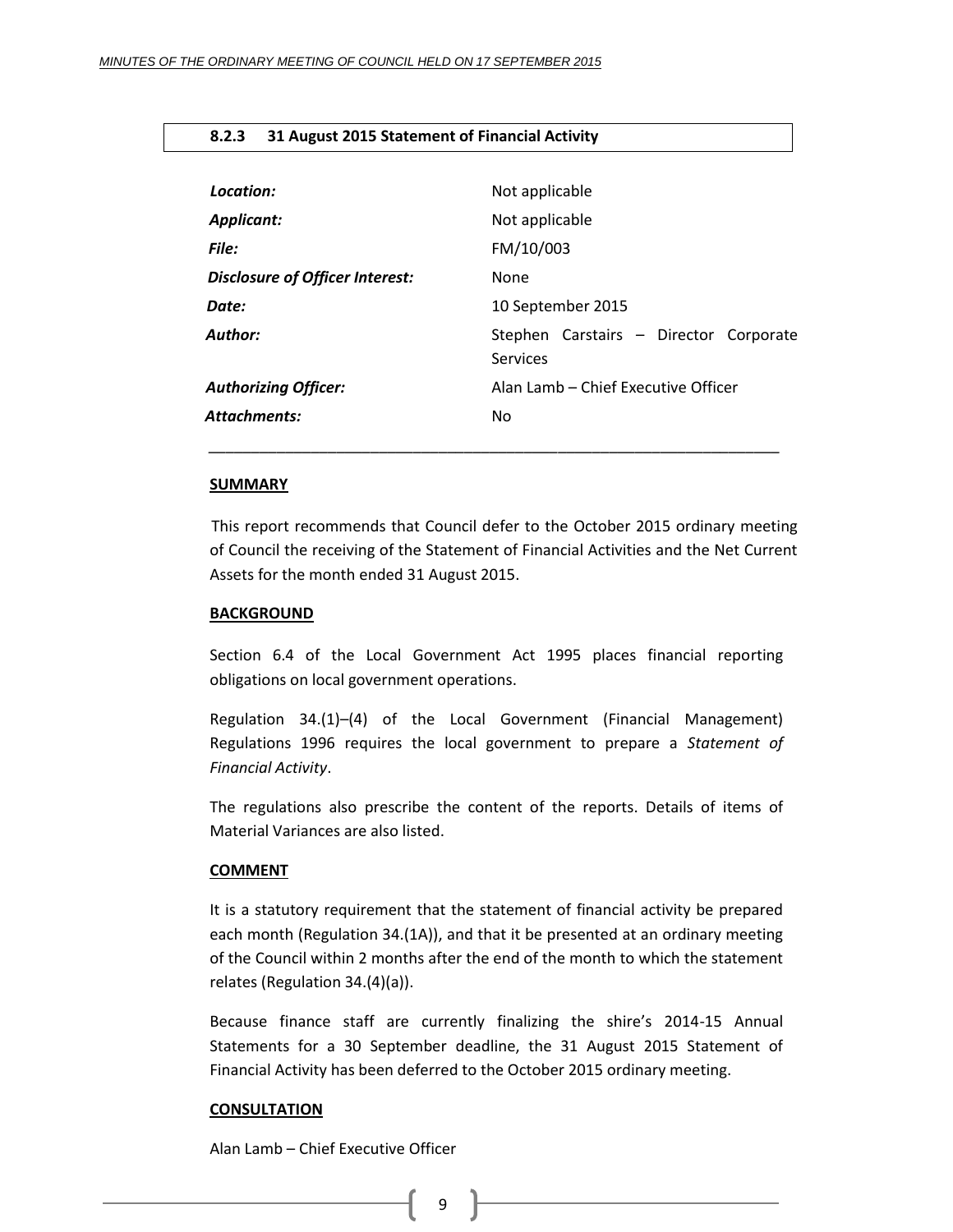### 8.2.3 31 August 2015 Statement of Financial Activity

| | |
|---|---|
| ***Location:*** | Not applicable |
| ***Applicant:*** | Not applicable |
| ***File:*** | FM/10/003 |
| ***Disclosure of Officer Interest:*** | None |
| ***Date:*** | 10 September 2015 |
| ***Author:*** | Stephen Carstairs – Director Corporate Services |
| ***Authorizing Officer:*** | Alan Lamb – Chief Executive Officer |
| ***Attachments:*** | No |

---

**SUMMARY**

This report recommends that Council defer to the October 2015 ordinary meeting of Council the receiving of the Statement of Financial Activities and the Net Current Assets for the month ended 31 August 2015.

**BACKGROUND**

Section 6.4 of the Local Government Act 1995 places financial reporting obligations on local government operations.

Regulation 34.(1)–(4) of the Local Government (Financial Management) Regulations 1996 requires the local government to prepare a *Statement of Financial Activity*.

The regulations also prescribe the content of the reports. Details of items of Material Variances are also listed.

**COMMENT**

It is a statutory requirement that the statement of financial activity be prepared each month (Regulation 34.(1A)), and that it be presented at an ordinary meeting of the Council within 2 months after the end of the month to which the statement relates (Regulation 34.(4)(a)).

Because finance staff are currently finalizing the shire's 2014-15 Annual Statements for a 30 September deadline, the 31 August 2015 Statement of Financial Activity has been deferred to the October 2015 ordinary meeting.

**CONSULTATION**

Alan Lamb – Chief Executive Officer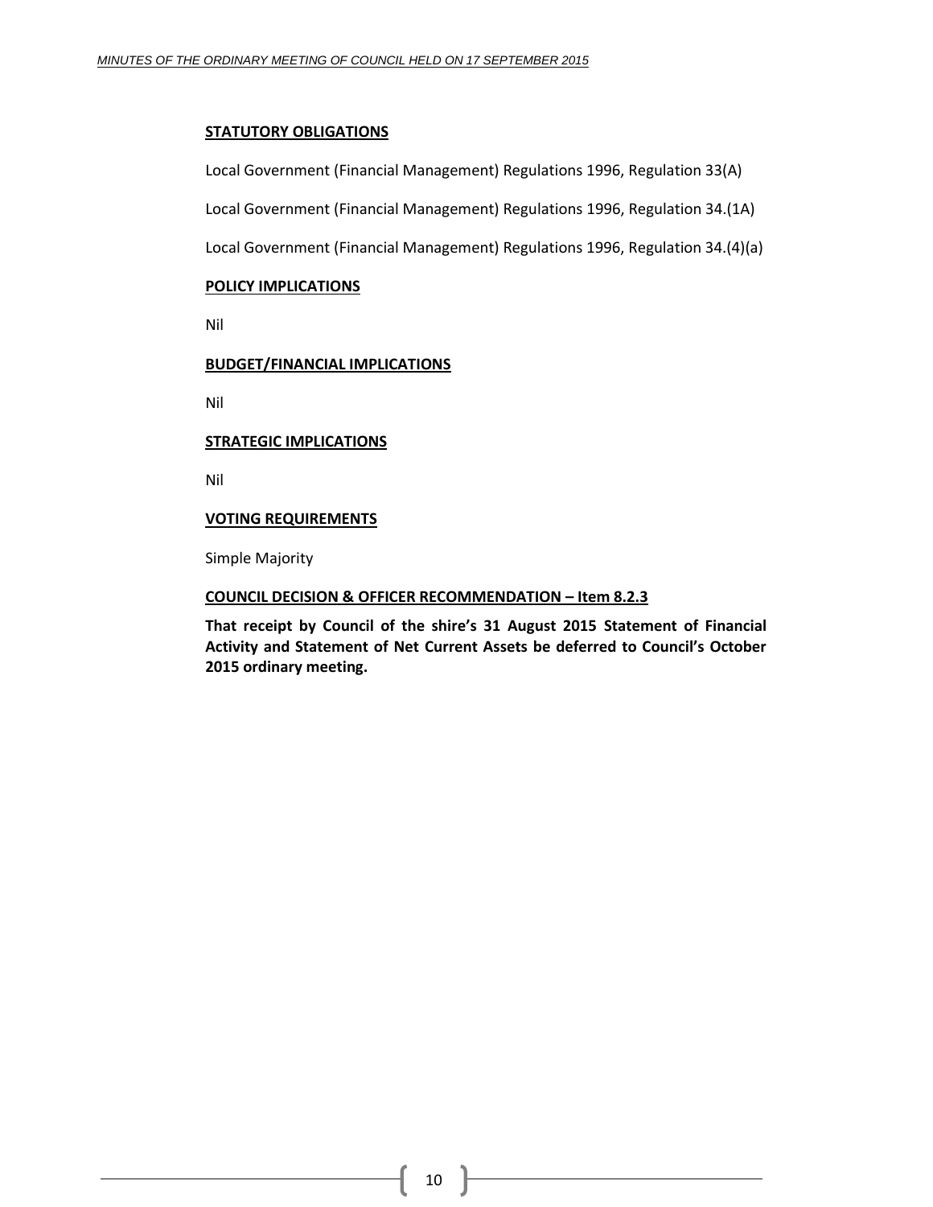**STATUTORY OBLIGATIONS**

Local Government (Financial Management) Regulations 1996, Regulation 33(A)

Local Government (Financial Management) Regulations 1996, Regulation 34.(1A)

Local Government (Financial Management) Regulations 1996, Regulation 34.(4)(a)

**POLICY IMPLICATIONS**

Nil

**BUDGET/FINANCIAL IMPLICATIONS**

Nil

**STRATEGIC IMPLICATIONS**

Nil

**VOTING REQUIREMENTS**

Simple Majority

**COUNCIL DECISION & OFFICER RECOMMENDATION – Item 8.2.3**

**That receipt by Council of the shire's 31 August 2015 Statement of Financial Activity and Statement of Net Current Assets be deferred to Council's October 2015 ordinary meeting.**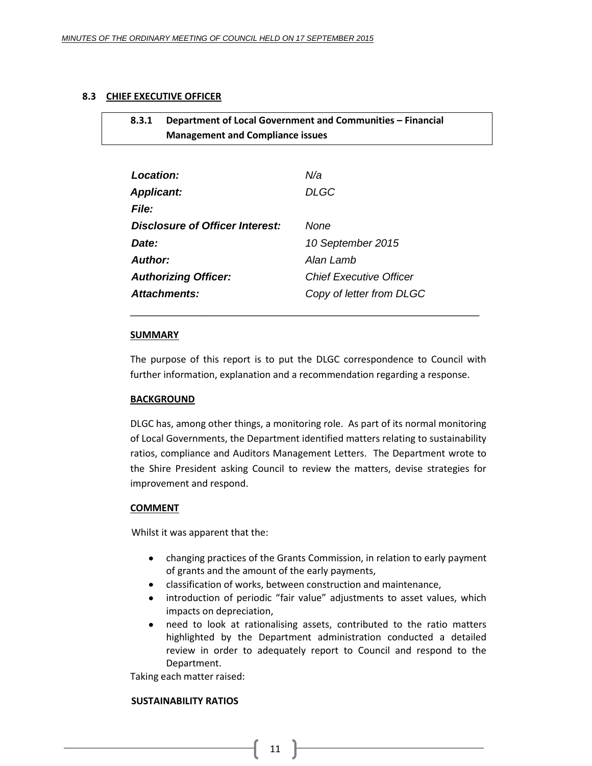## 8.3 CHIEF EXECUTIVE OFFICER

### 8.3.1 Department of Local Government and Communities – Financial Management and Compliance issues

| | |
|---|---|
| ***Location:*** | *N/a* |
| ***Applicant:*** | *DLGC* |
| ***File:*** | |
| ***Disclosure of Officer Interest:*** | *None* |
| ***Date:*** | *10 September 2015* |
| ***Author:*** | *Alan Lamb* |
| ***Authorizing Officer:*** | *Chief Executive Officer* |
| ***Attachments:*** | *Copy of letter from DLGC* |

**SUMMARY**

The purpose of this report is to put the DLGC correspondence to Council with further information, explanation and a recommendation regarding a response.

**BACKGROUND**

DLGC has, among other things, a monitoring role. As part of its normal monitoring of Local Governments, the Department identified matters relating to sustainability ratios, compliance and Auditors Management Letters. The Department wrote to the Shire President asking Council to review the matters, devise strategies for improvement and respond.

**COMMENT**

Whilst it was apparent that the:

- changing practices of the Grants Commission, in relation to early payment of grants and the amount of the early payments,
- classification of works, between construction and maintenance,
- introduction of periodic "fair value" adjustments to asset values, which impacts on depreciation,
- need to look at rationalising assets, contributed to the ratio matters highlighted by the Department administration conducted a detailed review in order to adequately report to Council and respond to the Department.

Taking each matter raised:

**SUSTAINABILITY RATIOS**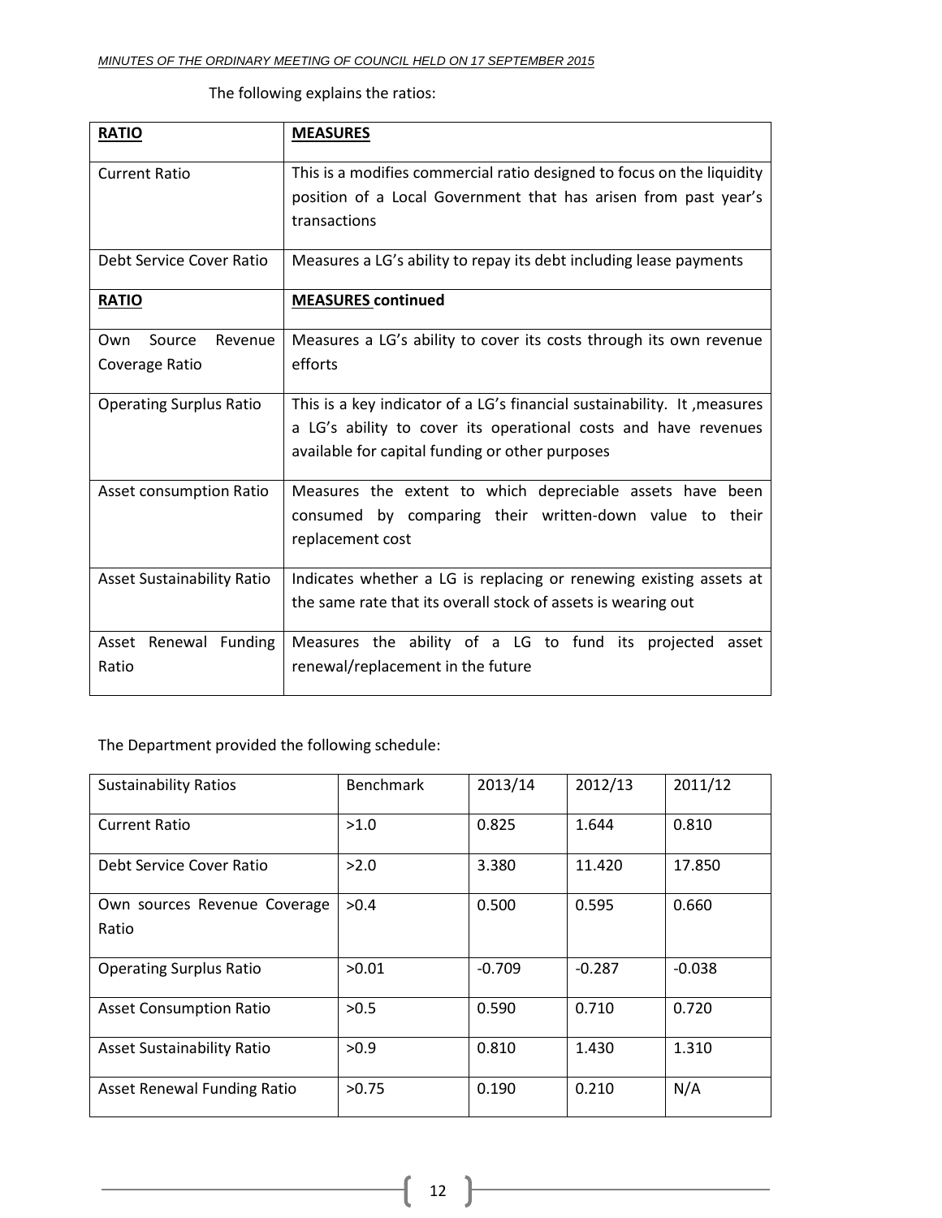The following explains the ratios:

| RATIO | MEASURES |
|---|---|
| Current Ratio | This is a modifies commercial ratio designed to focus on the liquidity position of a Local Government that has arisen from past year's transactions |
| Debt Service Cover Ratio | Measures a LG's ability to repay its debt including lease payments |
| **RATIO** | **MEASURES continued** |
| Own Source Revenue Coverage Ratio | Measures a LG's ability to cover its costs through its own revenue efforts |
| Operating Surplus Ratio | This is a key indicator of a LG's financial sustainability. It ,measures a LG's ability to cover its operational costs and have revenues available for capital funding or other purposes |
| Asset consumption Ratio | Measures the extent to which depreciable assets have been consumed by comparing their written-down value to their replacement cost |
| Asset Sustainability Ratio | Indicates whether a LG is replacing or renewing existing assets at the same rate that its overall stock of assets is wearing out |
| Asset Renewal Funding Ratio | Measures the ability of a LG to fund its projected asset renewal/replacement in the future |

The Department provided the following schedule:

| Sustainability Ratios | Benchmark | 2013/14 | 2012/13 | 2011/12 |
|---|---|---|---|---|
| Current Ratio | >1.0 | 0.825 | 1.644 | 0.810 |
| Debt Service Cover Ratio | >2.0 | 3.380 | 11.420 | 17.850 |
| Own sources Revenue Coverage Ratio | >0.4 | 0.500 | 0.595 | 0.660 |
| Operating Surplus Ratio | >0.01 | -0.709 | -0.287 | -0.038 |
| Asset Consumption Ratio | >0.5 | 0.590 | 0.710 | 0.720 |
| Asset Sustainability Ratio | >0.9 | 0.810 | 1.430 | 1.310 |
| Asset Renewal Funding Ratio | >0.75 | 0.190 | 0.210 | N/A |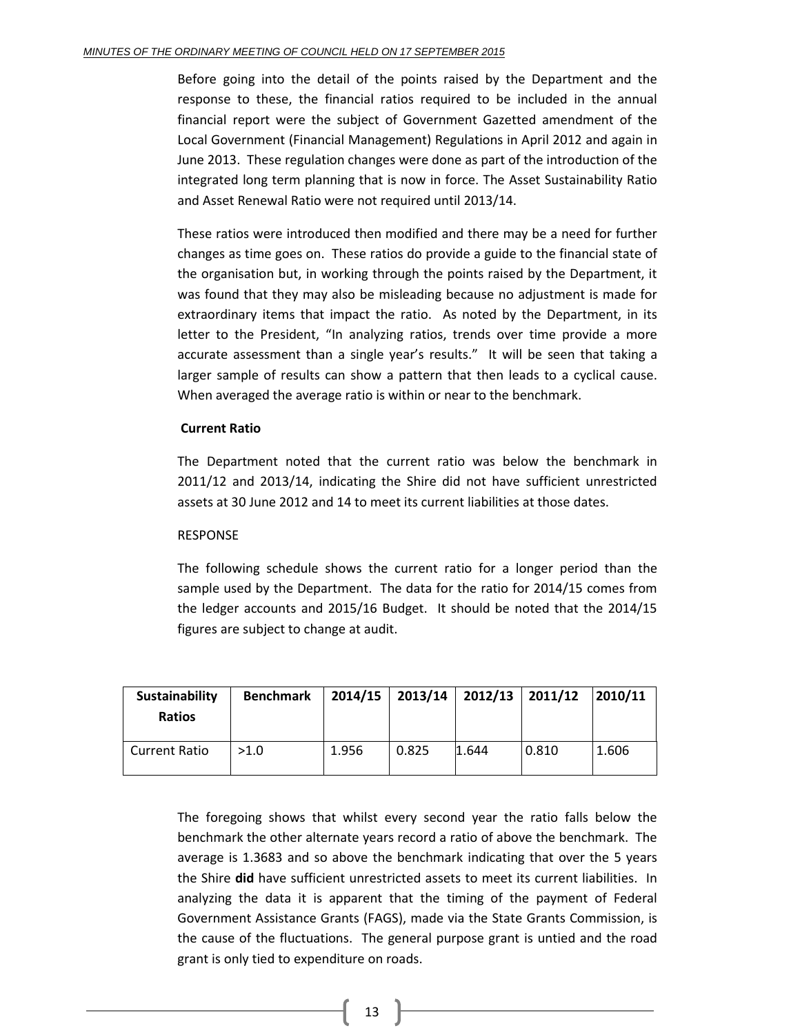Before going into the detail of the points raised by the Department and the response to these, the financial ratios required to be included in the annual financial report were the subject of Government Gazetted amendment of the Local Government (Financial Management) Regulations in April 2012 and again in June 2013. These regulation changes were done as part of the introduction of the integrated long term planning that is now in force. The Asset Sustainability Ratio and Asset Renewal Ratio were not required until 2013/14.

These ratios were introduced then modified and there may be a need for further changes as time goes on. These ratios do provide a guide to the financial state of the organisation but, in working through the points raised by the Department, it was found that they may also be misleading because no adjustment is made for extraordinary items that impact the ratio. As noted by the Department, in its letter to the President, "In analyzing ratios, trends over time provide a more accurate assessment than a single year's results." It will be seen that taking a larger sample of results can show a pattern that then leads to a cyclical cause. When averaged the average ratio is within or near to the benchmark.

**Current Ratio**

The Department noted that the current ratio was below the benchmark in 2011/12 and 2013/14, indicating the Shire did not have sufficient unrestricted assets at 30 June 2012 and 14 to meet its current liabilities at those dates.

RESPONSE

The following schedule shows the current ratio for a longer period than the sample used by the Department. The data for the ratio for 2014/15 comes from the ledger accounts and 2015/16 Budget. It should be noted that the 2014/15 figures are subject to change at audit.

| **Sustainability Ratios** | **Benchmark** | **2014/15** | **2013/14** | **2012/13** | **2011/12** | **2010/11** |
|---|---|---|---|---|---|---|
| Current Ratio | >1.0 | 1.956 | 0.825 | 1.644 | 0.810 | 1.606 |

The foregoing shows that whilst every second year the ratio falls below the benchmark the other alternate years record a ratio of above the benchmark. The average is 1.3683 and so above the benchmark indicating that over the 5 years the Shire **did** have sufficient unrestricted assets to meet its current liabilities. In analyzing the data it is apparent that the timing of the payment of Federal Government Assistance Grants (FAGS), made via the State Grants Commission, is the cause of the fluctuations. The general purpose grant is untied and the road grant is only tied to expenditure on roads.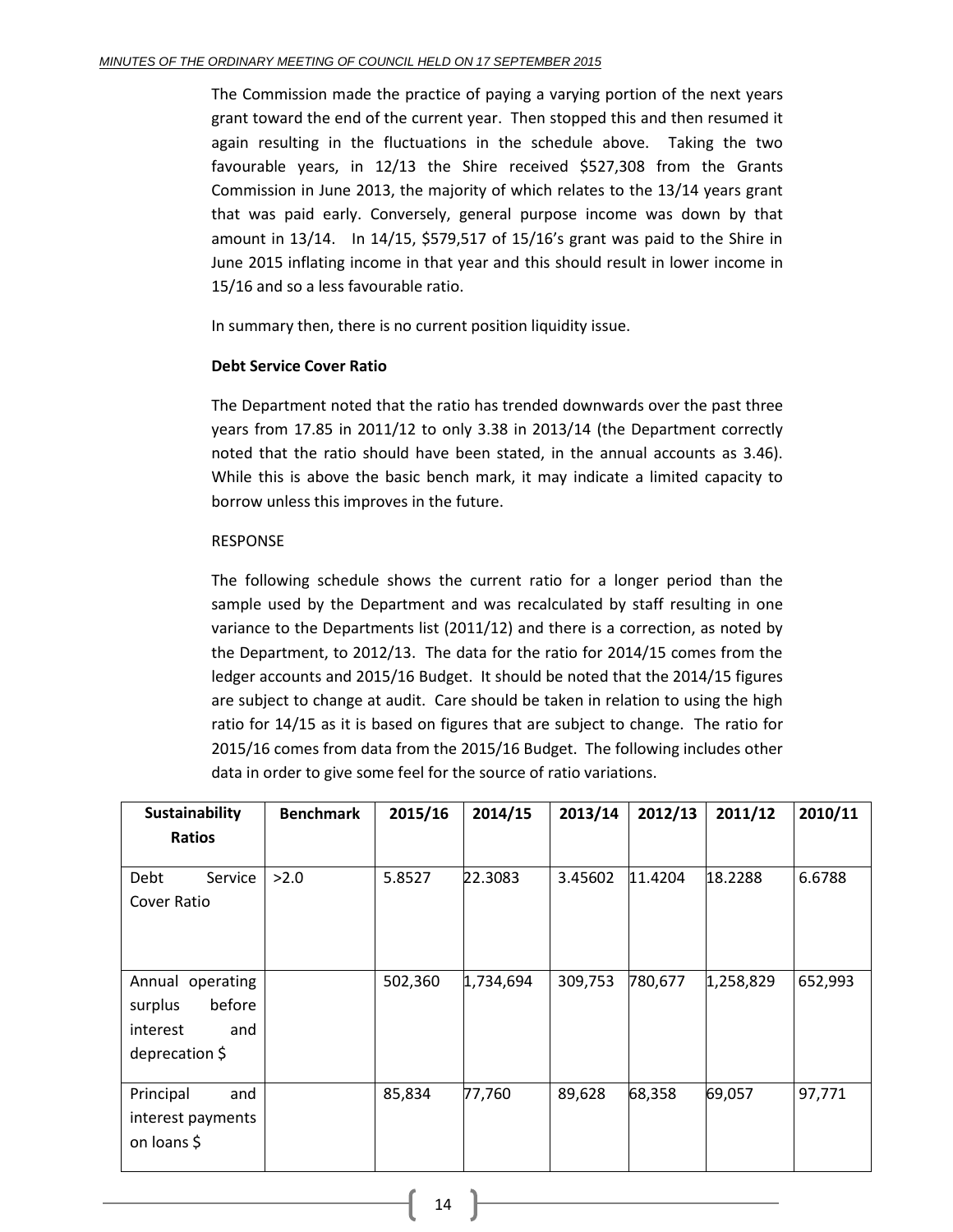The Commission made the practice of paying a varying portion of the next years grant toward the end of the current year. Then stopped this and then resumed it again resulting in the fluctuations in the schedule above. Taking the two favourable years, in 12/13 the Shire received $527,308 from the Grants Commission in June 2013, the majority of which relates to the 13/14 years grant that was paid early. Conversely, general purpose income was down by that amount in 13/14. In 14/15, $579,517 of 15/16's grant was paid to the Shire in June 2015 inflating income in that year and this should result in lower income in 15/16 and so a less favourable ratio.

In summary then, there is no current position liquidity issue.

**Debt Service Cover Ratio**

The Department noted that the ratio has trended downwards over the past three years from 17.85 in 2011/12 to only 3.38 in 2013/14 (the Department correctly noted that the ratio should have been stated, in the annual accounts as 3.46). While this is above the basic bench mark, it may indicate a limited capacity to borrow unless this improves in the future.

RESPONSE

The following schedule shows the current ratio for a longer period than the sample used by the Department and was recalculated by staff resulting in one variance to the Departments list (2011/12) and there is a correction, as noted by the Department, to 2012/13. The data for the ratio for 2014/15 comes from the ledger accounts and 2015/16 Budget. It should be noted that the 2014/15 figures are subject to change at audit. Care should be taken in relation to using the high ratio for 14/15 as it is based on figures that are subject to change. The ratio for 2015/16 comes from data from the 2015/16 Budget. The following includes other data in order to give some feel for the source of ratio variations.

| Sustainability Ratios | Benchmark | 2015/16 | 2014/15 | 2013/14 | 2012/13 | 2011/12 | 2010/11 |
|---|---|---|---|---|---|---|---|
| Debt Service Cover Ratio | >2.0 | 5.8527 | 22.3083 | 3.45602 | 11.4204 | 18.2288 | 6.6788 |
| Annual operating surplus before interest and deprecation $ | | 502,360 | 1,734,694 | 309,753 | 780,677 | 1,258,829 | 652,993 |
| Principal and interest payments on loans $ | | 85,834 | 77,760 | 89,628 | 68,358 | 69,057 | 97,771 |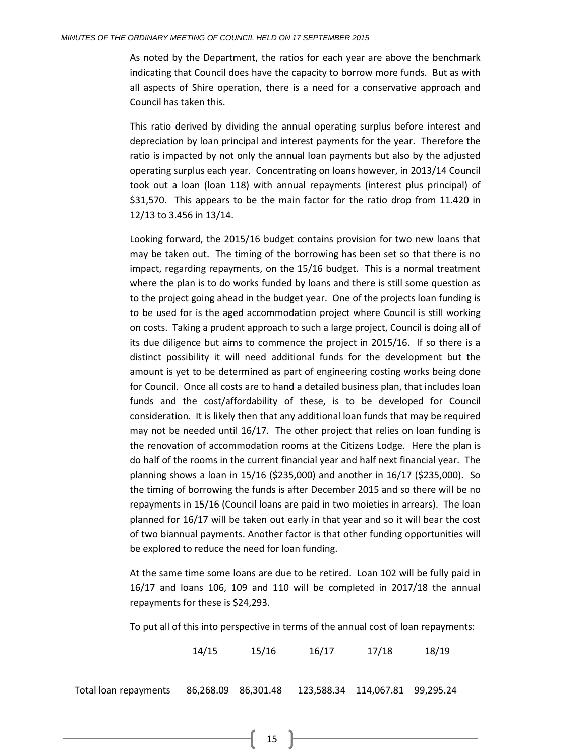As noted by the Department, the ratios for each year are above the benchmark indicating that Council does have the capacity to borrow more funds. But as with all aspects of Shire operation, there is a need for a conservative approach and Council has taken this.

This ratio derived by dividing the annual operating surplus before interest and depreciation by loan principal and interest payments for the year. Therefore the ratio is impacted by not only the annual loan payments but also by the adjusted operating surplus each year. Concentrating on loans however, in 2013/14 Council took out a loan (loan 118) with annual repayments (interest plus principal) of $31,570. This appears to be the main factor for the ratio drop from 11.420 in 12/13 to 3.456 in 13/14.

Looking forward, the 2015/16 budget contains provision for two new loans that may be taken out. The timing of the borrowing has been set so that there is no impact, regarding repayments, on the 15/16 budget. This is a normal treatment where the plan is to do works funded by loans and there is still some question as to the project going ahead in the budget year. One of the projects loan funding is to be used for is the aged accommodation project where Council is still working on costs. Taking a prudent approach to such a large project, Council is doing all of its due diligence but aims to commence the project in 2015/16. If so there is a distinct possibility it will need additional funds for the development but the amount is yet to be determined as part of engineering costing works being done for Council. Once all costs are to hand a detailed business plan, that includes loan funds and the cost/affordability of these, is to be developed for Council consideration. It is likely then that any additional loan funds that may be required may not be needed until 16/17. The other project that relies on loan funding is the renovation of accommodation rooms at the Citizens Lodge. Here the plan is do half of the rooms in the current financial year and half next financial year. The planning shows a loan in 15/16 ($235,000) and another in 16/17 ($235,000). So the timing of borrowing the funds is after December 2015 and so there will be no repayments in 15/16 (Council loans are paid in two moieties in arrears). The loan planned for 16/17 will be taken out early in that year and so it will bear the cost of two biannual payments. Another factor is that other funding opportunities will be explored to reduce the need for loan funding.

At the same time some loans are due to be retired. Loan 102 will be fully paid in 16/17 and loans 106, 109 and 110 will be completed in 2017/18 the annual repayments for these is $24,293.

To put all of this into perspective in terms of the annual cost of loan repayments:

| | 14/15 | 15/16 | 16/17 | 17/18 | 18/19 |
|---|---|---|---|---|---|
| Total loan repayments | 86,268.09 | 86,301.48 | 123,588.34 | 114,067.81 | 99,295.24 |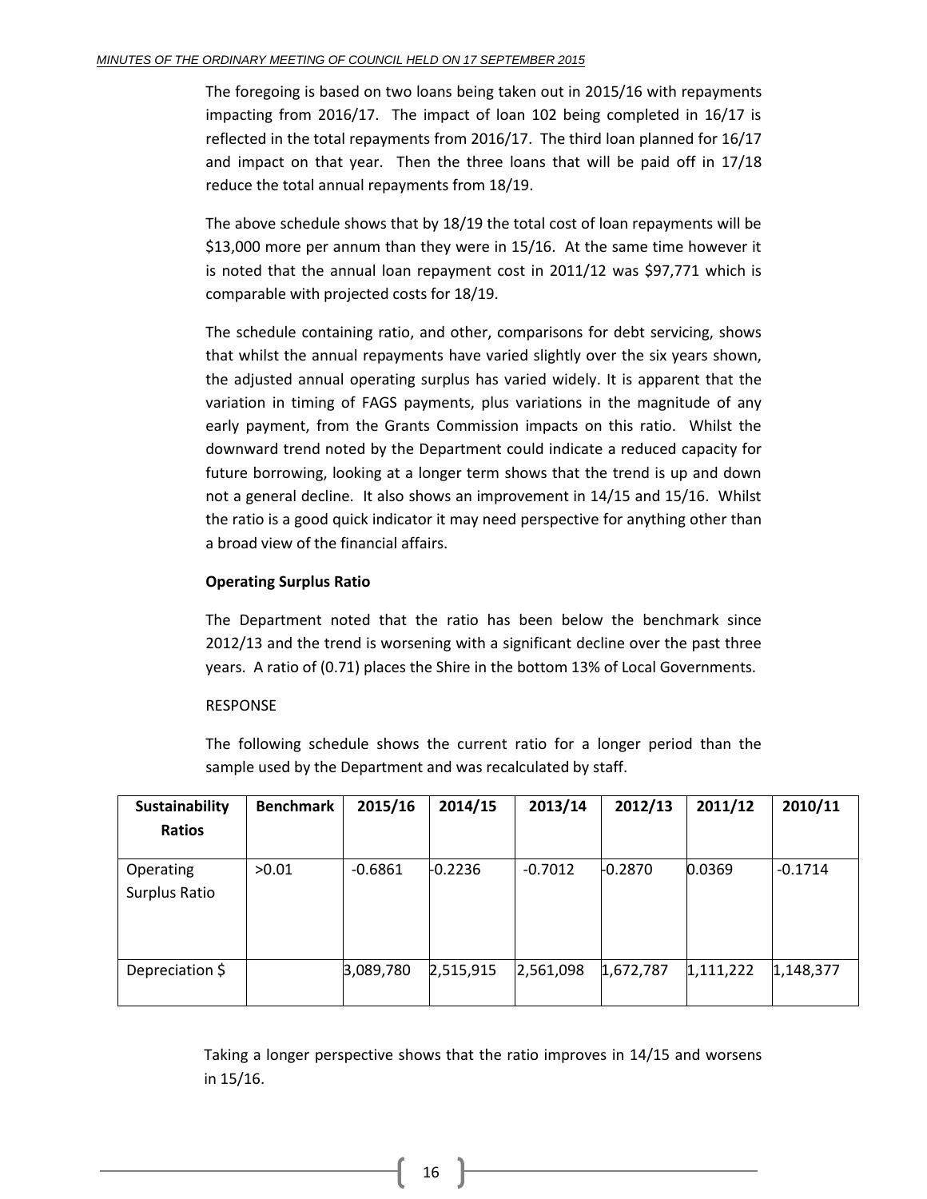The foregoing is based on two loans being taken out in 2015/16 with repayments impacting from 2016/17. The impact of loan 102 being completed in 16/17 is reflected in the total repayments from 2016/17. The third loan planned for 16/17 and impact on that year. Then the three loans that will be paid off in 17/18 reduce the total annual repayments from 18/19.

The above schedule shows that by 18/19 the total cost of loan repayments will be $13,000 more per annum than they were in 15/16. At the same time however it is noted that the annual loan repayment cost in 2011/12 was $97,771 which is comparable with projected costs for 18/19.

The schedule containing ratio, and other, comparisons for debt servicing, shows that whilst the annual repayments have varied slightly over the six years shown, the adjusted annual operating surplus has varied widely. It is apparent that the variation in timing of FAGS payments, plus variations in the magnitude of any early payment, from the Grants Commission impacts on this ratio. Whilst the downward trend noted by the Department could indicate a reduced capacity for future borrowing, looking at a longer term shows that the trend is up and down not a general decline. It also shows an improvement in 14/15 and 15/16. Whilst the ratio is a good quick indicator it may need perspective for anything other than a broad view of the financial affairs.

**Operating Surplus Ratio**

The Department noted that the ratio has been below the benchmark since 2012/13 and the trend is worsening with a significant decline over the past three years. A ratio of (0.71) places the Shire in the bottom 13% of Local Governments.

RESPONSE

The following schedule shows the current ratio for a longer period than the sample used by the Department and was recalculated by staff.

| Sustainability Ratios | Benchmark | 2015/16 | 2014/15 | 2013/14 | 2012/13 | 2011/12 | 2010/11 |
|---|---|---|---|---|---|---|---|
| Operating Surplus Ratio | >0.01 | -0.6861 | -0.2236 | -0.7012 | -0.2870 | 0.0369 | -0.1714 |
| Depreciation $ | | 3,089,780 | 2,515,915 | 2,561,098 | 1,672,787 | 1,111,222 | 1,148,377 |

Taking a longer perspective shows that the ratio improves in 14/15 and worsens in 15/16.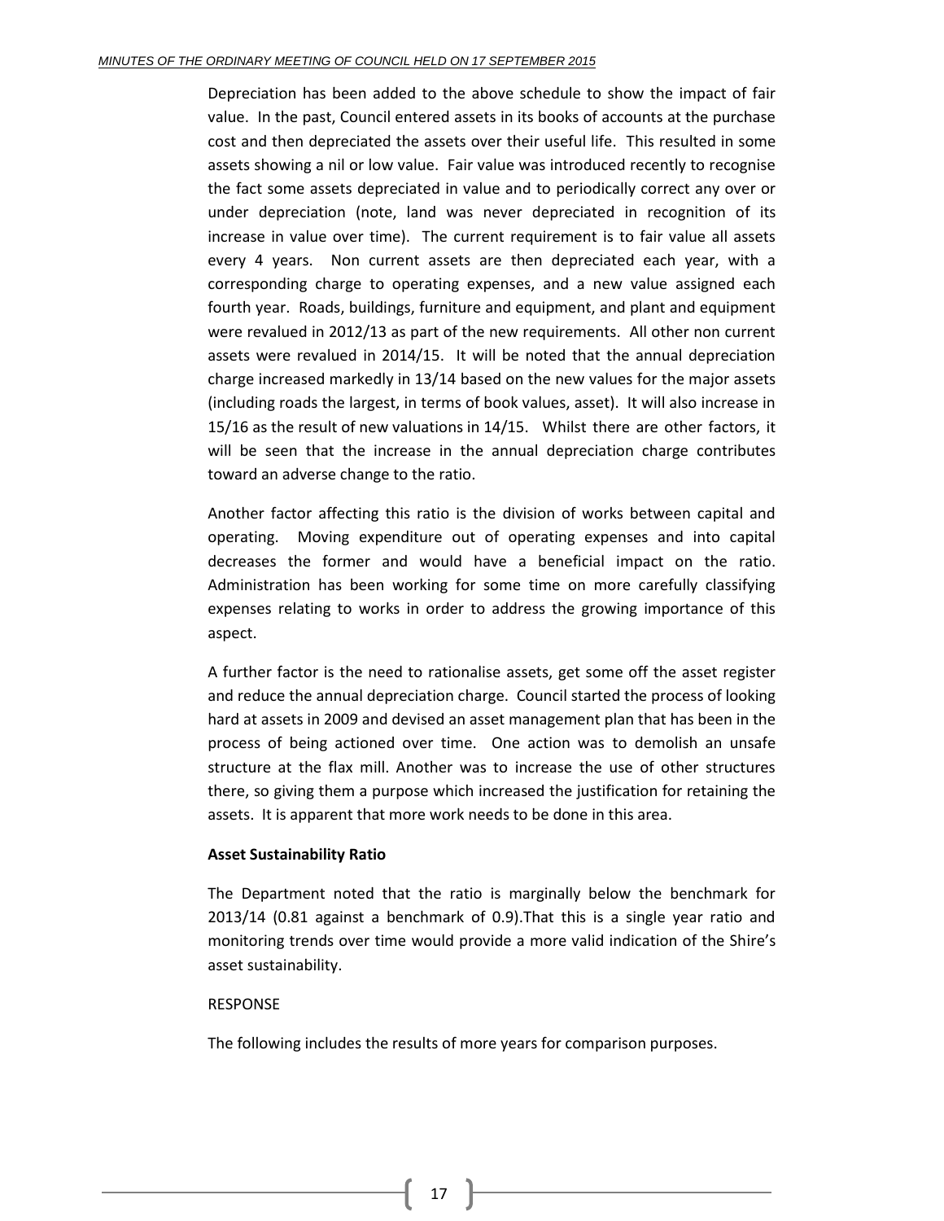Depreciation has been added to the above schedule to show the impact of fair value. In the past, Council entered assets in its books of accounts at the purchase cost and then depreciated the assets over their useful life. This resulted in some assets showing a nil or low value. Fair value was introduced recently to recognise the fact some assets depreciated in value and to periodically correct any over or under depreciation (note, land was never depreciated in recognition of its increase in value over time). The current requirement is to fair value all assets every 4 years. Non current assets are then depreciated each year, with a corresponding charge to operating expenses, and a new value assigned each fourth year. Roads, buildings, furniture and equipment, and plant and equipment were revalued in 2012/13 as part of the new requirements. All other non current assets were revalued in 2014/15. It will be noted that the annual depreciation charge increased markedly in 13/14 based on the new values for the major assets (including roads the largest, in terms of book values, asset). It will also increase in 15/16 as the result of new valuations in 14/15. Whilst there are other factors, it will be seen that the increase in the annual depreciation charge contributes toward an adverse change to the ratio.

Another factor affecting this ratio is the division of works between capital and operating. Moving expenditure out of operating expenses and into capital decreases the former and would have a beneficial impact on the ratio. Administration has been working for some time on more carefully classifying expenses relating to works in order to address the growing importance of this aspect.

A further factor is the need to rationalise assets, get some off the asset register and reduce the annual depreciation charge. Council started the process of looking hard at assets in 2009 and devised an asset management plan that has been in the process of being actioned over time. One action was to demolish an unsafe structure at the flax mill. Another was to increase the use of other structures there, so giving them a purpose which increased the justification for retaining the assets. It is apparent that more work needs to be done in this area.

**Asset Sustainability Ratio**

The Department noted that the ratio is marginally below the benchmark for 2013/14 (0.81 against a benchmark of 0.9).That this is a single year ratio and monitoring trends over time would provide a more valid indication of the Shire's asset sustainability.

RESPONSE

The following includes the results of more years for comparison purposes.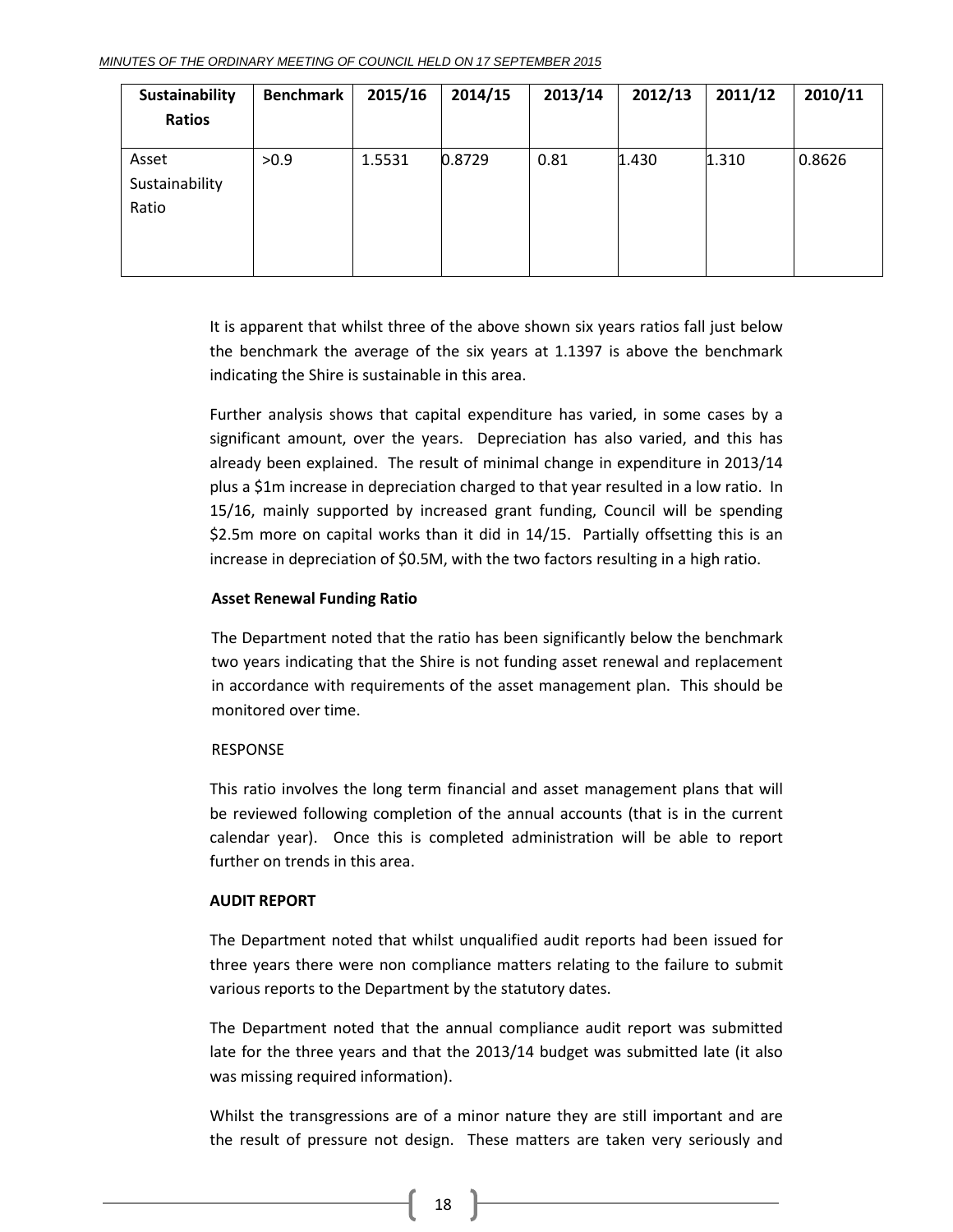| Sustainability Ratios | Benchmark | 2015/16 | 2014/15 | 2013/14 | 2012/13 | 2011/12 | 2010/11 |
|---|---|---|---|---|---|---|---|
| Asset Sustainability Ratio | >0.9 | 1.5531 | 0.8729 | 0.81 | 1.430 | 1.310 | 0.8626 |

It is apparent that whilst three of the above shown six years ratios fall just below the benchmark the average of the six years at 1.1397 is above the benchmark indicating the Shire is sustainable in this area.

Further analysis shows that capital expenditure has varied, in some cases by a significant amount, over the years. Depreciation has also varied, and this has already been explained. The result of minimal change in expenditure in 2013/14 plus a $1m increase in depreciation charged to that year resulted in a low ratio. In 15/16, mainly supported by increased grant funding, Council will be spending $2.5m more on capital works than it did in 14/15. Partially offsetting this is an increase in depreciation of $0.5M, with the two factors resulting in a high ratio.

**Asset Renewal Funding Ratio**

The Department noted that the ratio has been significantly below the benchmark two years indicating that the Shire is not funding asset renewal and replacement in accordance with requirements of the asset management plan. This should be monitored over time.

RESPONSE

This ratio involves the long term financial and asset management plans that will be reviewed following completion of the annual accounts (that is in the current calendar year). Once this is completed administration will be able to report further on trends in this area.

**AUDIT REPORT**

The Department noted that whilst unqualified audit reports had been issued for three years there were non compliance matters relating to the failure to submit various reports to the Department by the statutory dates.

The Department noted that the annual compliance audit report was submitted late for the three years and that the 2013/14 budget was submitted late (it also was missing required information).

Whilst the transgressions are of a minor nature they are still important and are the result of pressure not design. These matters are taken very seriously and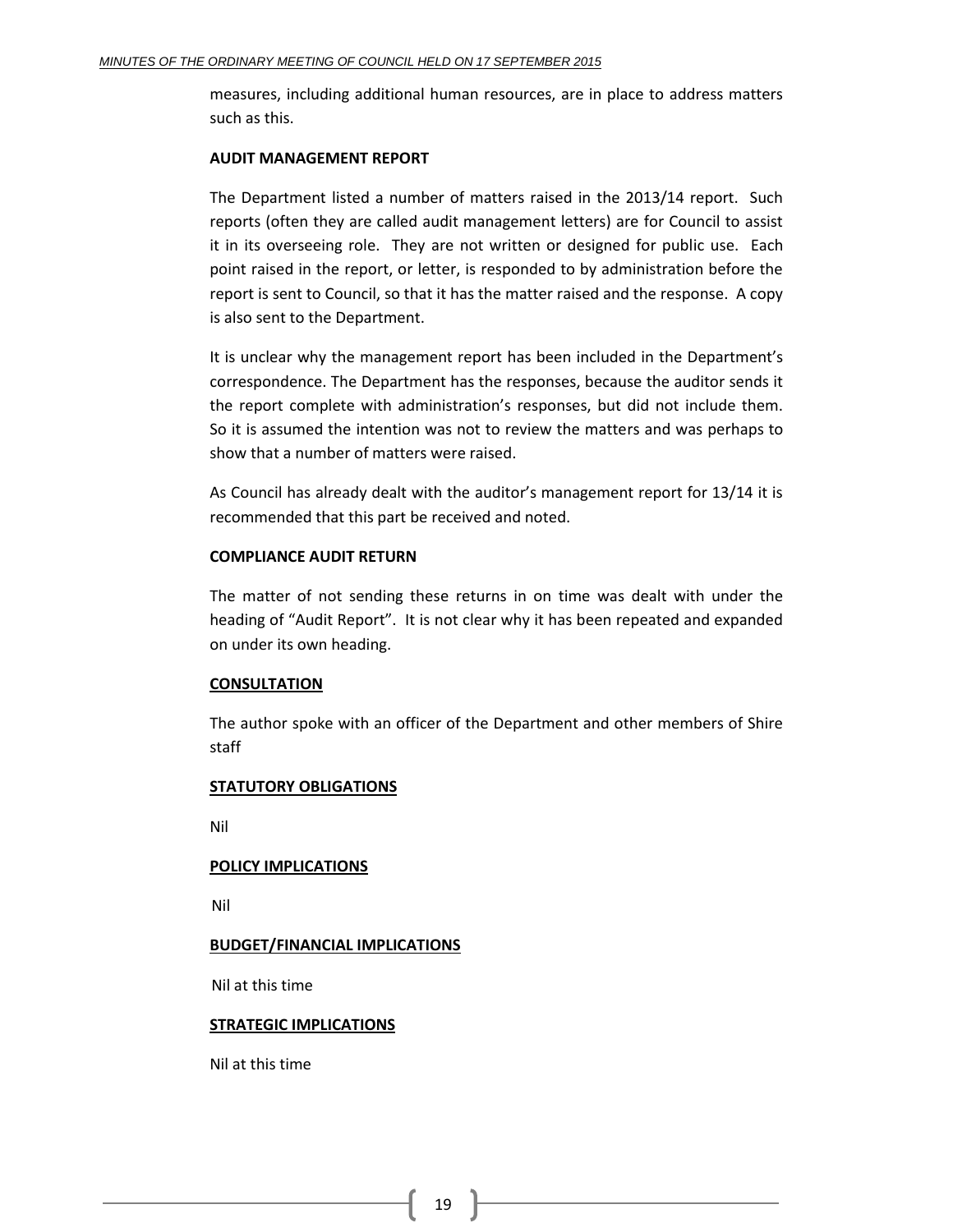measures, including additional human resources, are in place to address matters such as this.

**AUDIT MANAGEMENT REPORT**

The Department listed a number of matters raised in the 2013/14 report. Such reports (often they are called audit management letters) are for Council to assist it in its overseeing role. They are not written or designed for public use. Each point raised in the report, or letter, is responded to by administration before the report is sent to Council, so that it has the matter raised and the response. A copy is also sent to the Department.

It is unclear why the management report has been included in the Department's correspondence. The Department has the responses, because the auditor sends it the report complete with administration's responses, but did not include them. So it is assumed the intention was not to review the matters and was perhaps to show that a number of matters were raised.

As Council has already dealt with the auditor's management report for 13/14 it is recommended that this part be received and noted.

**COMPLIANCE AUDIT RETURN**

The matter of not sending these returns in on time was dealt with under the heading of "Audit Report". It is not clear why it has been repeated and expanded on under its own heading.

**CONSULTATION**

The author spoke with an officer of the Department and other members of Shire staff

**STATUTORY OBLIGATIONS**

Nil

**POLICY IMPLICATIONS**

Nil

**BUDGET/FINANCIAL IMPLICATIONS**

Nil at this time

**STRATEGIC IMPLICATIONS**

Nil at this time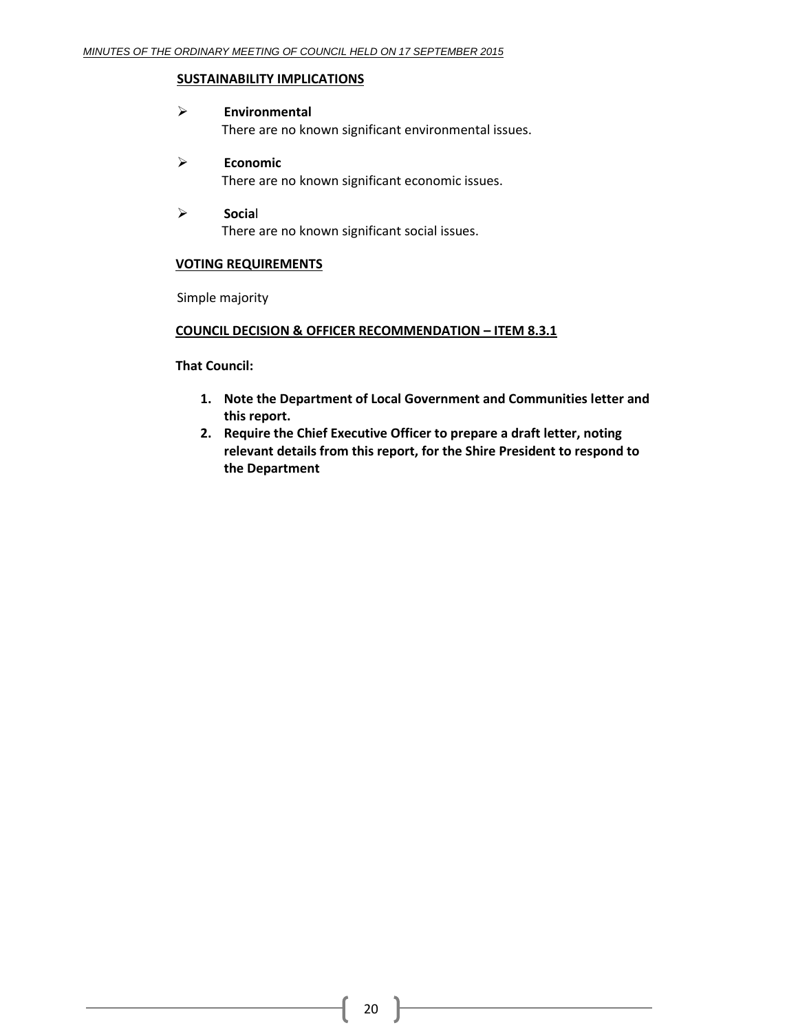**SUSTAINABILITY IMPLICATIONS**

- **Environmental**
  There are no known significant environmental issues.

- **Economic**
  There are no known significant economic issues.

- **Social**
  There are no known significant social issues.

**VOTING REQUIREMENTS**

Simple majority

**COUNCIL DECISION & OFFICER RECOMMENDATION – ITEM 8.3.1**

**That Council:**

1. **Note the Department of Local Government and Communities letter and this report.**
2. **Require the Chief Executive Officer to prepare a draft letter, noting relevant details from this report, for the Shire President to respond to the Department**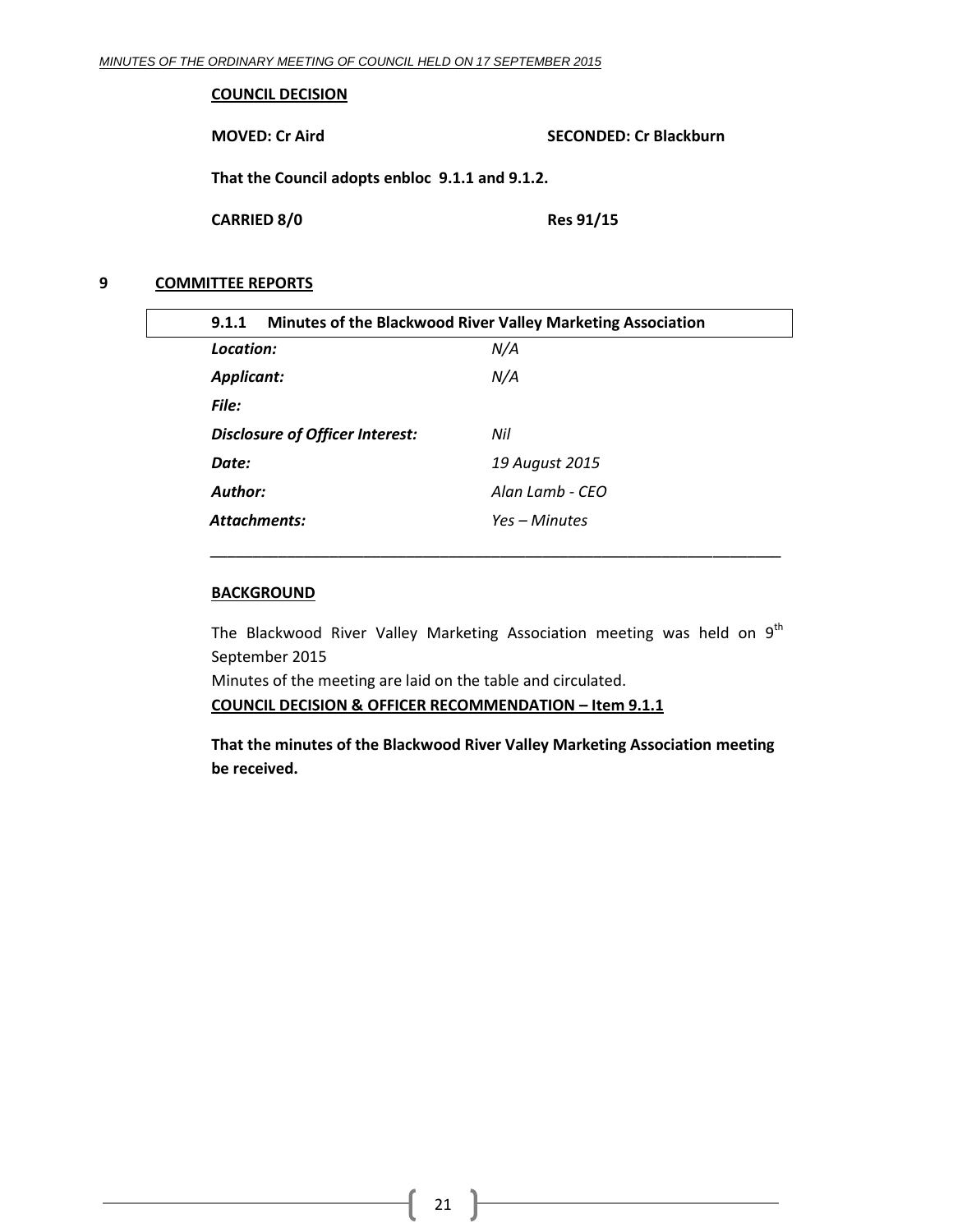**COUNCIL DECISION**

**MOVED: Cr Aird** **SECONDED: Cr Blackburn**

**That the Council adopts enbloc 9.1.1 and 9.1.2.**

**CARRIED 8/0** **Res 91/15**

## 9 COMMITTEE REPORTS

### 9.1.1 Minutes of the Blackwood River Valley Marketing Association

| | |
|---|---|
| ***Location:*** | *N/A* |
| ***Applicant:*** | *N/A* |
| ***File:*** | |
| ***Disclosure of Officer Interest:*** | *Nil* |
| ***Date:*** | *19 August 2015* |
| ***Author:*** | *Alan Lamb - CEO* |
| ***Attachments:*** | *Yes – Minutes* |

**BACKGROUND**

The Blackwood River Valley Marketing Association meeting was held on 9th September 2015

Minutes of the meeting are laid on the table and circulated.

**COUNCIL DECISION & OFFICER RECOMMENDATION – Item 9.1.1**

**That the minutes of the Blackwood River Valley Marketing Association meeting be received.**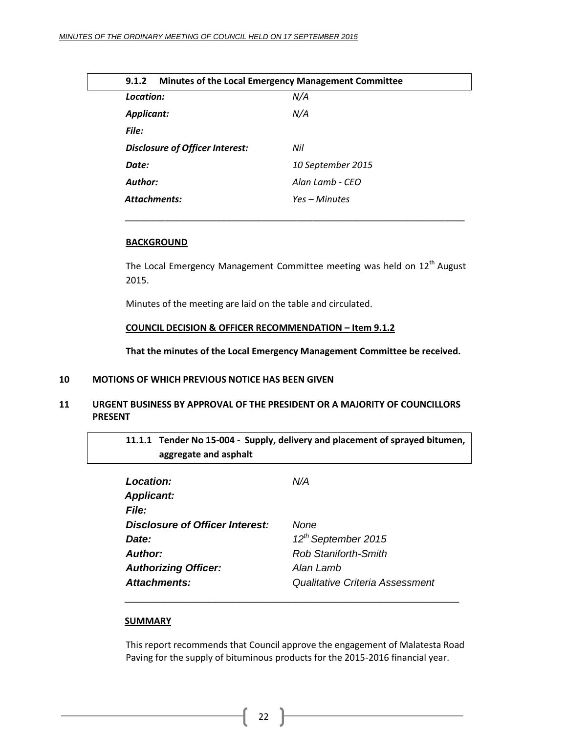### 9.1.2 Minutes of the Local Emergency Management Committee

| | |
|---|---|
| ***Location:*** | *N/A* |
| ***Applicant:*** | *N/A* |
| ***File:*** | |
| ***Disclosure of Officer Interest:*** | *Nil* |
| ***Date:*** | *10 September 2015* |
| ***Author:*** | *Alan Lamb - CEO* |
| ***Attachments:*** | *Yes – Minutes* |

**BACKGROUND**

The Local Emergency Management Committee meeting was held on 12th August 2015.

Minutes of the meeting are laid on the table and circulated.

**COUNCIL DECISION & OFFICER RECOMMENDATION – Item 9.1.2**

**That the minutes of the Local Emergency Management Committee be received.**

## 10 MOTIONS OF WHICH PREVIOUS NOTICE HAS BEEN GIVEN

## 11 URGENT BUSINESS BY APPROVAL OF THE PRESIDENT OR A MAJORITY OF COUNCILLORS PRESENT

### 11.1.1 Tender No 15-004 - Supply, delivery and placement of sprayed bitumen, aggregate and asphalt

| | |
|---|---|
| ***Location:*** | *N/A* |
| ***Applicant:*** | |
| ***File:*** | |
| ***Disclosure of Officer Interest:*** | *None* |
| ***Date:*** | *12th September 2015* |
| ***Author:*** | *Rob Staniforth-Smith* |
| ***Authorizing Officer:*** | *Alan Lamb* |
| ***Attachments:*** | *Qualitative Criteria Assessment* |

**SUMMARY**

This report recommends that Council approve the engagement of Malatesta Road Paving for the supply of bituminous products for the 2015-2016 financial year.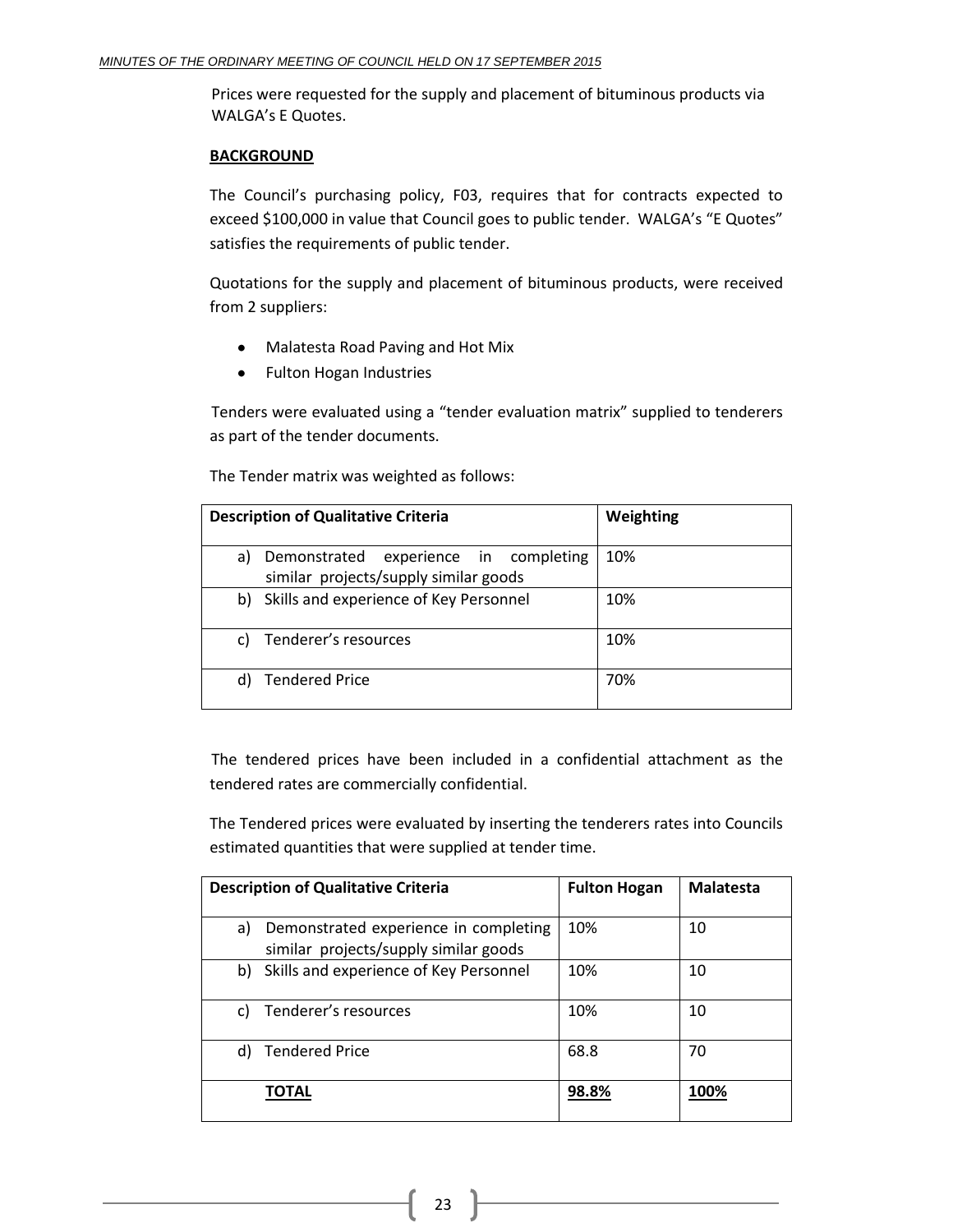Prices were requested for the supply and placement of bituminous products via WALGA's E Quotes.

**BACKGROUND**

The Council's purchasing policy, F03, requires that for contracts expected to exceed $100,000 in value that Council goes to public tender. WALGA's "E Quotes" satisfies the requirements of public tender.

Quotations for the supply and placement of bituminous products, were received from 2 suppliers:

- Malatesta Road Paving and Hot Mix
- Fulton Hogan Industries

Tenders were evaluated using a "tender evaluation matrix" supplied to tenderers as part of the tender documents.

The Tender matrix was weighted as follows:

| Description of Qualitative Criteria | Weighting |
|---|---|
| a) Demonstrated experience in completing similar projects/supply similar goods | 10% |
| b) Skills and experience of Key Personnel | 10% |
| c) Tenderer's resources | 10% |
| d) Tendered Price | 70% |

The tendered prices have been included in a confidential attachment as the tendered rates are commercially confidential.

The Tendered prices were evaluated by inserting the tenderers rates into Councils estimated quantities that were supplied at tender time.

| Description of Qualitative Criteria | Fulton Hogan | Malatesta |
|---|---|---|
| a) Demonstrated experience in completing similar projects/supply similar goods | 10% | 10 |
| b) Skills and experience of Key Personnel | 10% | 10 |
| c) Tenderer's resources | 10% | 10 |
| d) Tendered Price | 68.8 | 70 |
| **TOTAL** | **98.8%** | **100%** |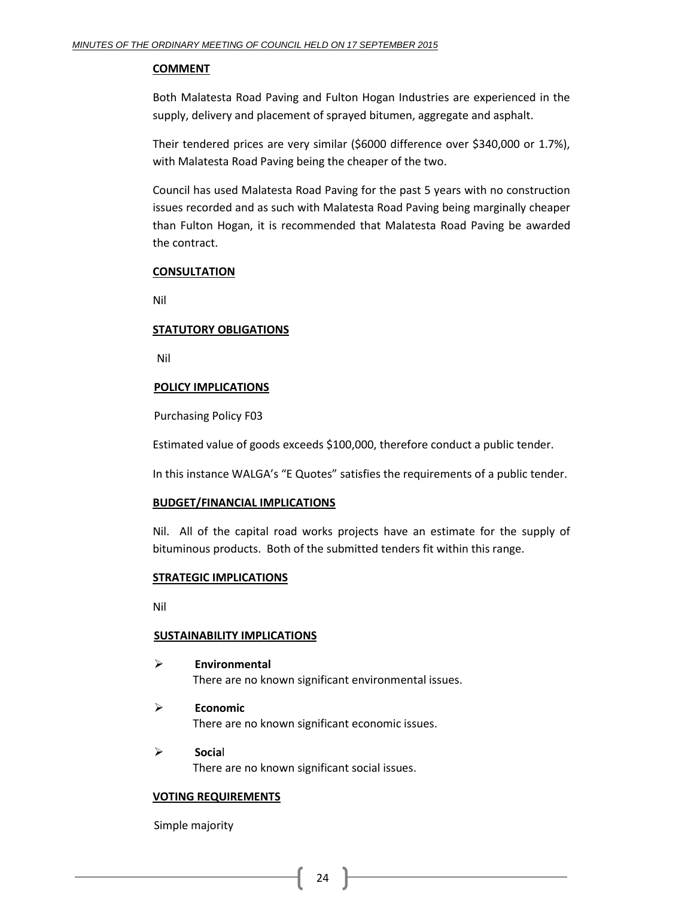**COMMENT**

Both Malatesta Road Paving and Fulton Hogan Industries are experienced in the supply, delivery and placement of sprayed bitumen, aggregate and asphalt.

Their tendered prices are very similar ($6000 difference over $340,000 or 1.7%), with Malatesta Road Paving being the cheaper of the two.

Council has used Malatesta Road Paving for the past 5 years with no construction issues recorded and as such with Malatesta Road Paving being marginally cheaper than Fulton Hogan, it is recommended that Malatesta Road Paving be awarded the contract.

**CONSULTATION**

Nil

**STATUTORY OBLIGATIONS**

Nil

**POLICY IMPLICATIONS**

Purchasing Policy F03

Estimated value of goods exceeds $100,000, therefore conduct a public tender.

In this instance WALGA's "E Quotes" satisfies the requirements of a public tender.

**BUDGET/FINANCIAL IMPLICATIONS**

Nil. All of the capital road works projects have an estimate for the supply of bituminous products. Both of the submitted tenders fit within this range.

**STRATEGIC IMPLICATIONS**

Nil

**SUSTAINABILITY IMPLICATIONS**

- **Environmental**
  There are no known significant environmental issues.
- **Economic**
  There are no known significant economic issues.
- **Social**
  There are no known significant social issues.

**VOTING REQUIREMENTS**

Simple majority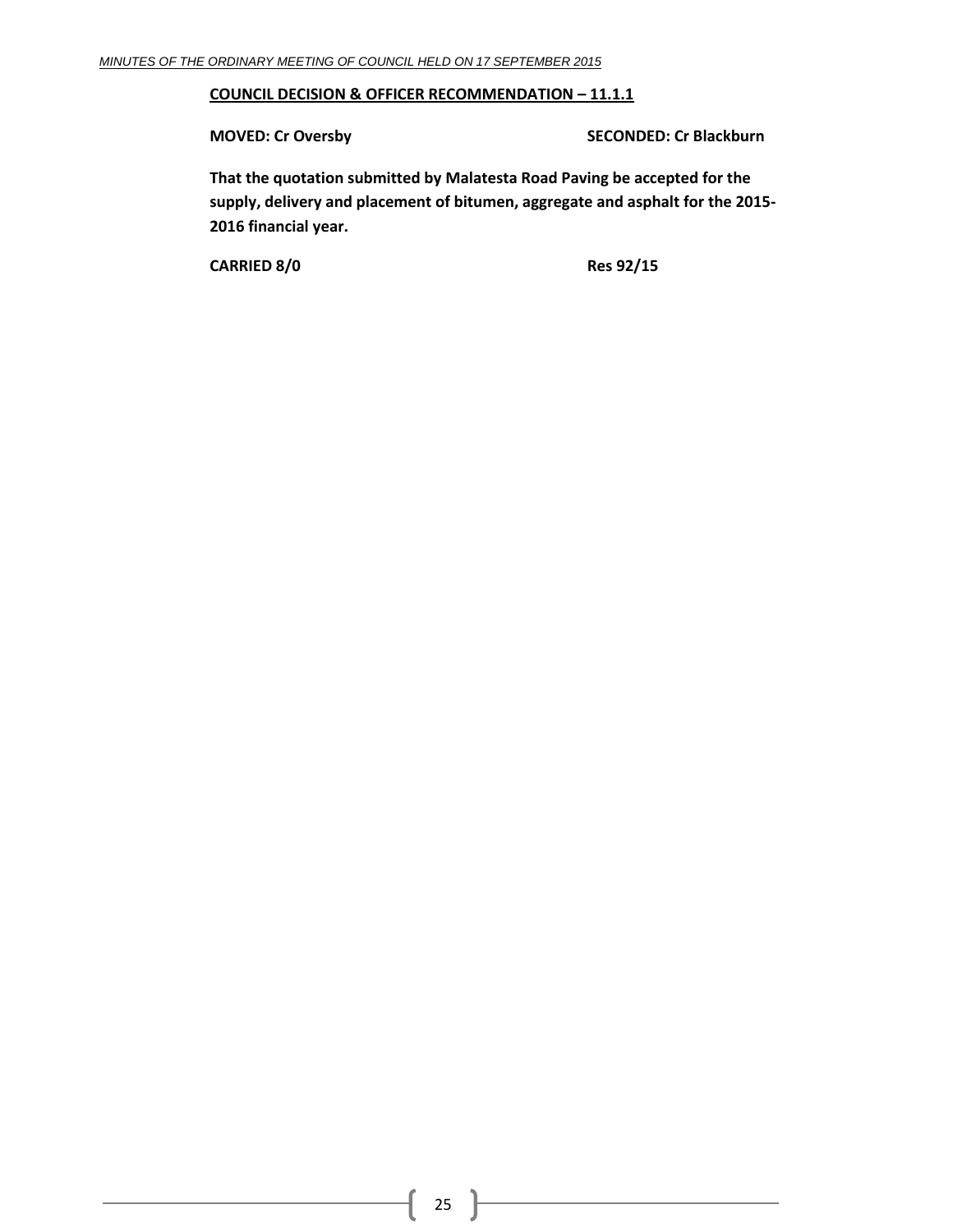**<u>COUNCIL DECISION & OFFICER RECOMMENDATION – 11.1.1</u>**

**MOVED: Cr Oversby** **SECONDED: Cr Blackburn**

**That the quotation submitted by Malatesta Road Paving be accepted for the supply, delivery and placement of bitumen, aggregate and asphalt for the 2015-2016 financial year.**

**CARRIED 8/0** **Res 92/15**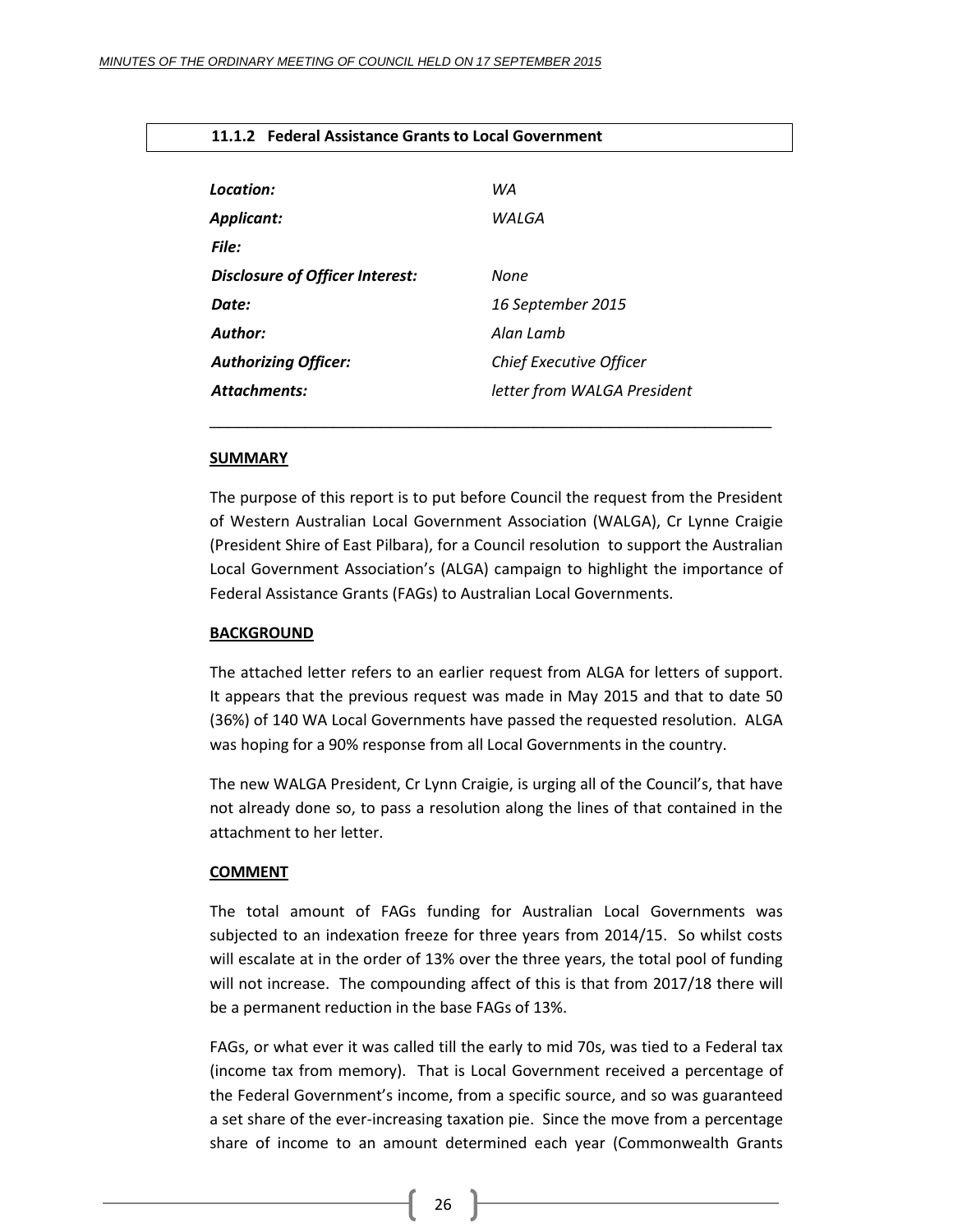### 11.1.2 Federal Assistance Grants to Local Government

| | |
|---|---|
| ***Location:*** | *WA* |
| ***Applicant:*** | *WALGA* |
| ***File:*** | |
| ***Disclosure of Officer Interest:*** | *None* |
| ***Date:*** | *16 September 2015* |
| ***Author:*** | *Alan Lamb* |
| ***Authorizing Officer:*** | *Chief Executive Officer* |
| ***Attachments:*** | *letter from WALGA President* |

---

**SUMMARY**

The purpose of this report is to put before Council the request from the President of Western Australian Local Government Association (WALGA), Cr Lynne Craigie (President Shire of East Pilbara), for a Council resolution to support the Australian Local Government Association's (ALGA) campaign to highlight the importance of Federal Assistance Grants (FAGs) to Australian Local Governments.

**BACKGROUND**

The attached letter refers to an earlier request from ALGA for letters of support. It appears that the previous request was made in May 2015 and that to date 50 (36%) of 140 WA Local Governments have passed the requested resolution. ALGA was hoping for a 90% response from all Local Governments in the country.

The new WALGA President, Cr Lynn Craigie, is urging all of the Council's, that have not already done so, to pass a resolution along the lines of that contained in the attachment to her letter.

**COMMENT**

The total amount of FAGs funding for Australian Local Governments was subjected to an indexation freeze for three years from 2014/15. So whilst costs will escalate at in the order of 13% over the three years, the total pool of funding will not increase. The compounding affect of this is that from 2017/18 there will be a permanent reduction in the base FAGs of 13%.

FAGs, or what ever it was called till the early to mid 70s, was tied to a Federal tax (income tax from memory). That is Local Government received a percentage of the Federal Government's income, from a specific source, and so was guaranteed a set share of the ever-increasing taxation pie. Since the move from a percentage share of income to an amount determined each year (Commonwealth Grants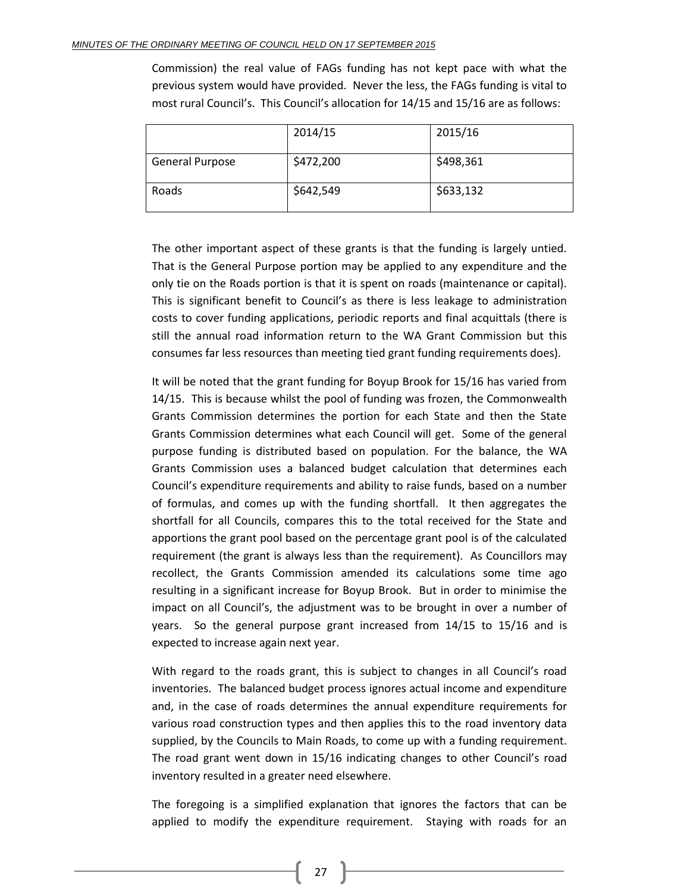Commission) the real value of FAGs funding has not kept pace with what the previous system would have provided. Never the less, the FAGs funding is vital to most rural Council's. This Council's allocation for 14/15 and 15/16 are as follows:

| | 2014/15 | 2015/16 |
|---|---|---|
| General Purpose | $472,200 | $498,361 |
| Roads | $642,549 | $633,132 |

The other important aspect of these grants is that the funding is largely untied. That is the General Purpose portion may be applied to any expenditure and the only tie on the Roads portion is that it is spent on roads (maintenance or capital). This is significant benefit to Council's as there is less leakage to administration costs to cover funding applications, periodic reports and final acquittals (there is still the annual road information return to the WA Grant Commission but this consumes far less resources than meeting tied grant funding requirements does).

It will be noted that the grant funding for Boyup Brook for 15/16 has varied from 14/15. This is because whilst the pool of funding was frozen, the Commonwealth Grants Commission determines the portion for each State and then the State Grants Commission determines what each Council will get. Some of the general purpose funding is distributed based on population. For the balance, the WA Grants Commission uses a balanced budget calculation that determines each Council's expenditure requirements and ability to raise funds, based on a number of formulas, and comes up with the funding shortfall. It then aggregates the shortfall for all Councils, compares this to the total received for the State and apportions the grant pool based on the percentage grant pool is of the calculated requirement (the grant is always less than the requirement). As Councillors may recollect, the Grants Commission amended its calculations some time ago resulting in a significant increase for Boyup Brook. But in order to minimise the impact on all Council's, the adjustment was to be brought in over a number of years. So the general purpose grant increased from 14/15 to 15/16 and is expected to increase again next year.

With regard to the roads grant, this is subject to changes in all Council's road inventories. The balanced budget process ignores actual income and expenditure and, in the case of roads determines the annual expenditure requirements for various road construction types and then applies this to the road inventory data supplied, by the Councils to Main Roads, to come up with a funding requirement. The road grant went down in 15/16 indicating changes to other Council's road inventory resulted in a greater need elsewhere.

The foregoing is a simplified explanation that ignores the factors that can be applied to modify the expenditure requirement. Staying with roads for an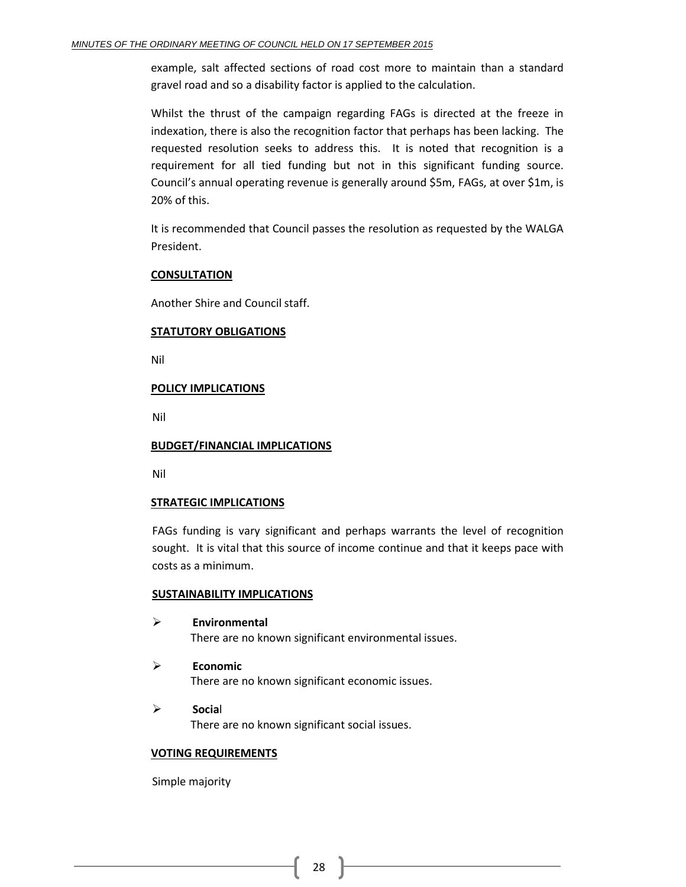example, salt affected sections of road cost more to maintain than a standard gravel road and so a disability factor is applied to the calculation.

Whilst the thrust of the campaign regarding FAGs is directed at the freeze in indexation, there is also the recognition factor that perhaps has been lacking. The requested resolution seeks to address this. It is noted that recognition is a requirement for all tied funding but not in this significant funding source. Council's annual operating revenue is generally around $5m, FAGs, at over $1m, is 20% of this.

It is recommended that Council passes the resolution as requested by the WALGA President.

**CONSULTATION**

Another Shire and Council staff.

**STATUTORY OBLIGATIONS**

Nil

**POLICY IMPLICATIONS**

Nil

**BUDGET/FINANCIAL IMPLICATIONS**

Nil

**STRATEGIC IMPLICATIONS**

FAGs funding is vary significant and perhaps warrants the level of recognition sought. It is vital that this source of income continue and that it keeps pace with costs as a minimum.

**SUSTAINABILITY IMPLICATIONS**

- **Environmental**
  There are no known significant environmental issues.

- **Economic**
  There are no known significant economic issues.

- **Social**
  There are no known significant social issues.

**VOTING REQUIREMENTS**

Simple majority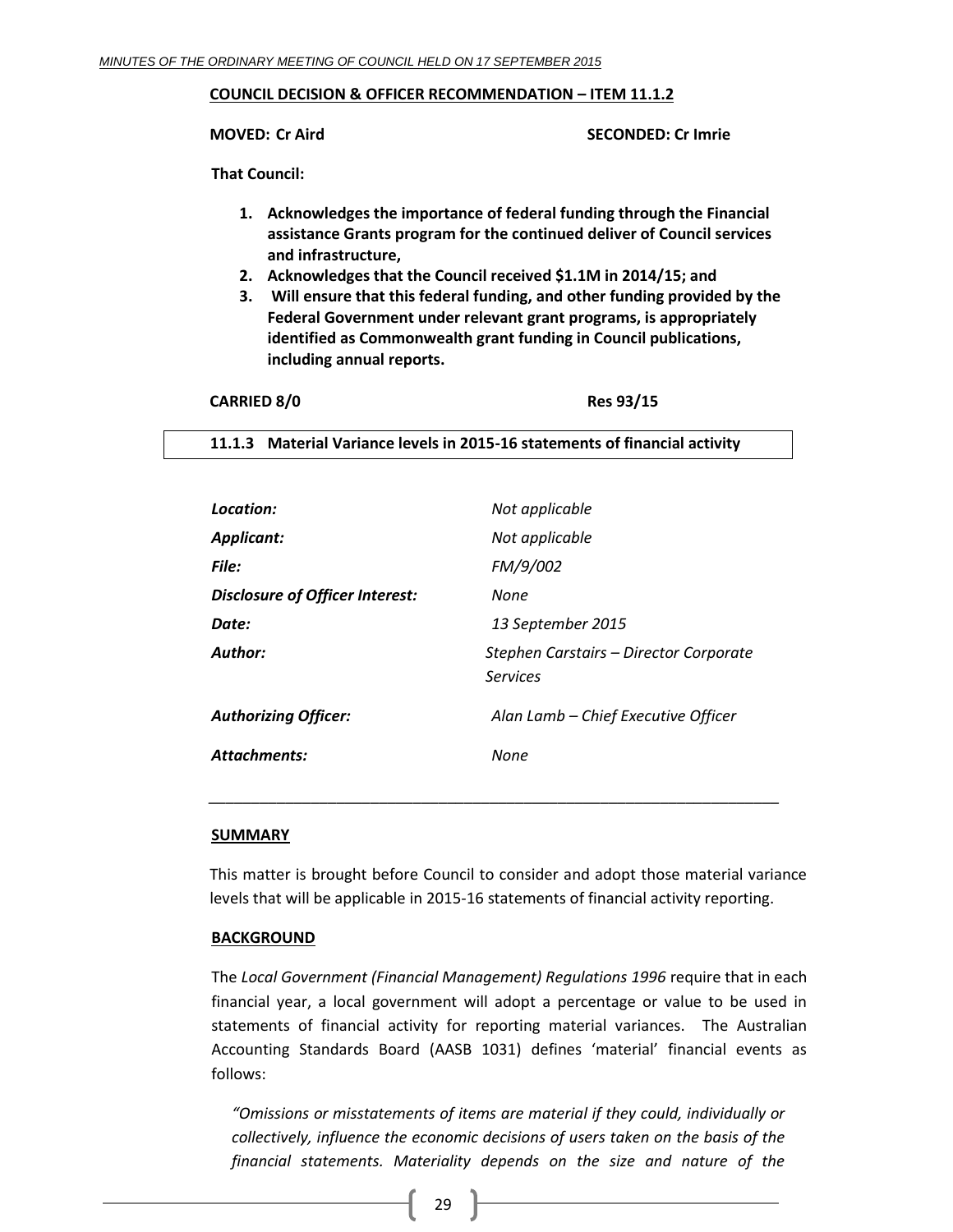**COUNCIL DECISION & OFFICER RECOMMENDATION – ITEM 11.1.2**

**MOVED: Cr Aird** **SECONDED: Cr Imrie**

**That Council:**

1. **Acknowledges the importance of federal funding through the Financial assistance Grants program for the continued deliver of Council services and infrastructure,**
2. **Acknowledges that the Council received $1.1M in 2014/15; and**
3. **Will ensure that this federal funding, and other funding provided by the Federal Government under relevant grant programs, is appropriately identified as Commonwealth grant funding in Council publications, including annual reports.**

**CARRIED 8/0** **Res 93/15**

### 11.1.3 Material Variance levels in 2015-16 statements of financial activity

| | |
|---|---|
| ***Location:*** | *Not applicable* |
| ***Applicant:*** | *Not applicable* |
| ***File:*** | *FM/9/002* |
| ***Disclosure of Officer Interest:*** | *None* |
| ***Date:*** | *13 September 2015* |
| ***Author:*** | *Stephen Carstairs – Director Corporate Services* |
| ***Authorizing Officer:*** | *Alan Lamb – Chief Executive Officer* |
| ***Attachments:*** | *None* |

---

**SUMMARY**

This matter is brought before Council to consider and adopt those material variance levels that will be applicable in 2015-16 statements of financial activity reporting.

**BACKGROUND**

The *Local Government (Financial Management) Regulations 1996* require that in each financial year, a local government will adopt a percentage or value to be used in statements of financial activity for reporting material variances. The Australian Accounting Standards Board (AASB 1031) defines 'material' financial events as follows:

*"Omissions or misstatements of items are material if they could, individually or collectively, influence the economic decisions of users taken on the basis of the financial statements. Materiality depends on the size and nature of the*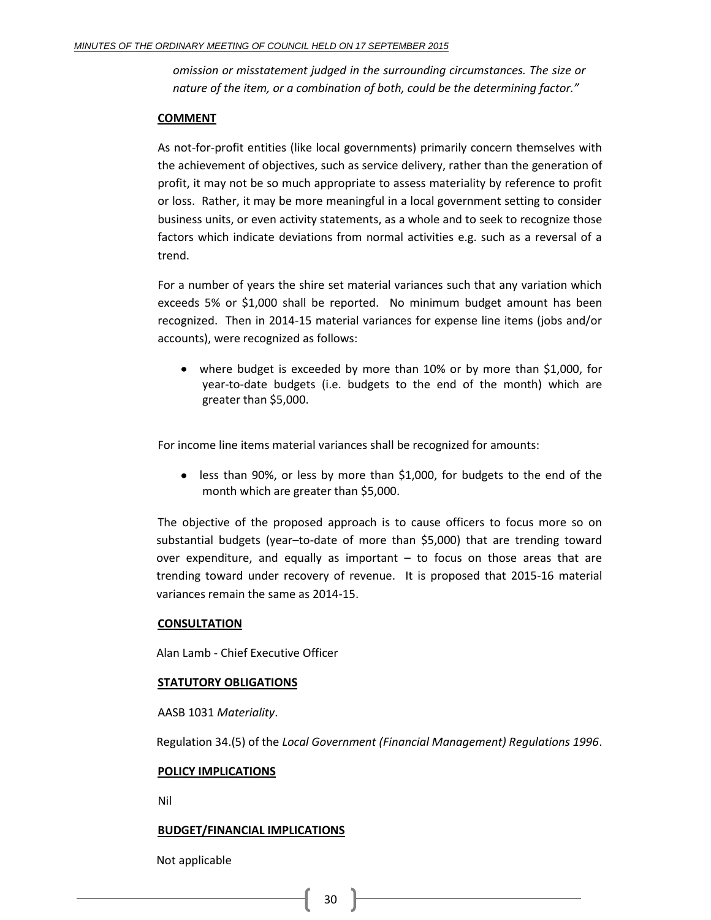*omission or misstatement judged in the surrounding circumstances. The size or nature of the item, or a combination of both, could be the determining factor."*

**COMMENT**

As not-for-profit entities (like local governments) primarily concern themselves with the achievement of objectives, such as service delivery, rather than the generation of profit, it may not be so much appropriate to assess materiality by reference to profit or loss. Rather, it may be more meaningful in a local government setting to consider business units, or even activity statements, as a whole and to seek to recognize those factors which indicate deviations from normal activities e.g. such as a reversal of a trend.

For a number of years the shire set material variances such that any variation which exceeds 5% or $1,000 shall be reported. No minimum budget amount has been recognized. Then in 2014-15 material variances for expense line items (jobs and/or accounts), were recognized as follows:

- where budget is exceeded by more than 10% or by more than $1,000, for year-to-date budgets (i.e. budgets to the end of the month) which are greater than $5,000.

For income line items material variances shall be recognized for amounts:

- less than 90%, or less by more than $1,000, for budgets to the end of the month which are greater than $5,000.

The objective of the proposed approach is to cause officers to focus more so on substantial budgets (year–to-date of more than $5,000) that are trending toward over expenditure, and equally as important – to focus on those areas that are trending toward under recovery of revenue. It is proposed that 2015-16 material variances remain the same as 2014-15.

**CONSULTATION**

Alan Lamb - Chief Executive Officer

**STATUTORY OBLIGATIONS**

AASB 1031 *Materiality*.

Regulation 34.(5) of the *Local Government (Financial Management) Regulations 1996*.

**POLICY IMPLICATIONS**

Nil

**BUDGET/FINANCIAL IMPLICATIONS**

Not applicable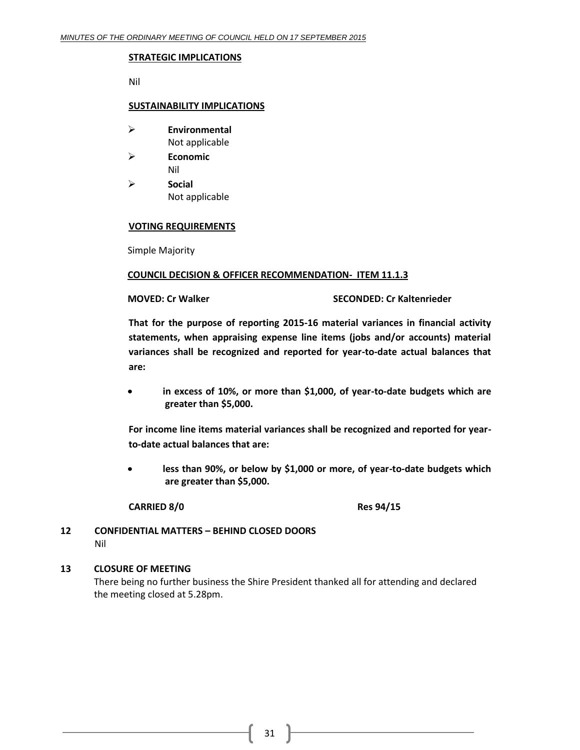**STRATEGIC IMPLICATIONS**

Nil

**SUSTAINABILITY IMPLICATIONS**

- **Environmental**
  Not applicable
- **Economic**
  Nil
- **Social**
  Not applicable

**VOTING REQUIREMENTS**

Simple Majority

**COUNCIL DECISION & OFFICER RECOMMENDATION- ITEM 11.1.3**

**MOVED: Cr Walker** **SECONDED: Cr Kaltenrieder**

**That for the purpose of reporting 2015-16 material variances in financial activity statements, when appraising expense line items (jobs and/or accounts) material variances shall be recognized and reported for year-to-date actual balances that are:**

- **in excess of 10%, or more than $1,000, of year-to-date budgets which are greater than $5,000.**

**For income line items material variances shall be recognized and reported for year-to-date actual balances that are:**

- **less than 90%, or below by $1,000 or more, of year-to-date budgets which are greater than $5,000.**

**CARRIED 8/0** **Res 94/15**

## 12 CONFIDENTIAL MATTERS – BEHIND CLOSED DOORS

Nil

## 13 CLOSURE OF MEETING

There being no further business the Shire President thanked all for attending and declared the meeting closed at 5.28pm.